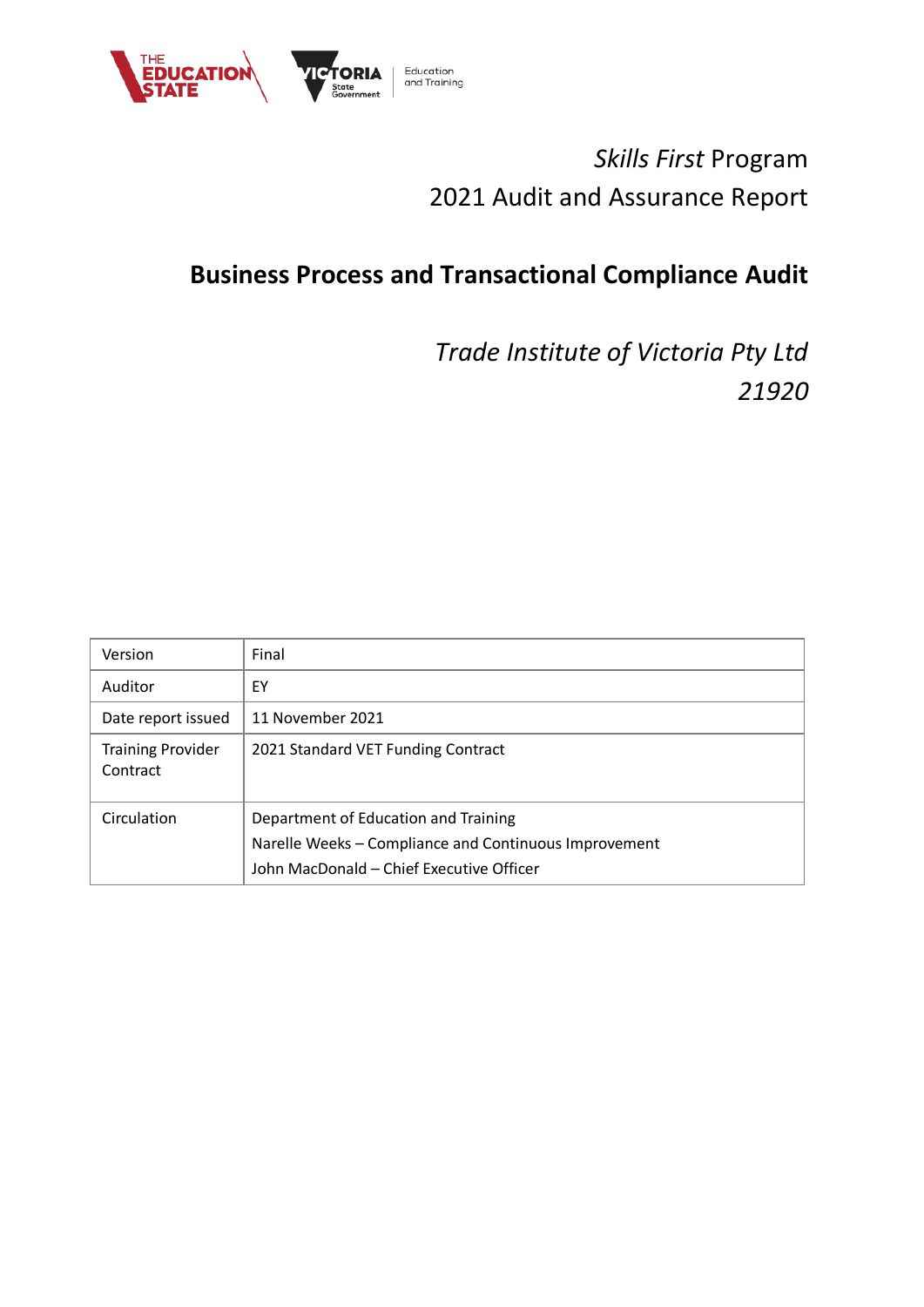*Skills First* Program

2021 Audit and Assurance Report

# Business Process and Transactional Compliance Audit

*Trade Institute of Victoria Pty Ltd*

*21920*

| Version | Final |
|---|---|
| Auditor | EY |
| Date report issued | 11 November 2021 |
| Training Provider Contract | 2021 Standard VET Funding Contract |
| Circulation | Department of Education and Training<br>Narelle Weeks – Compliance and Continuous Improvement<br>John MacDonald – Chief Executive Officer |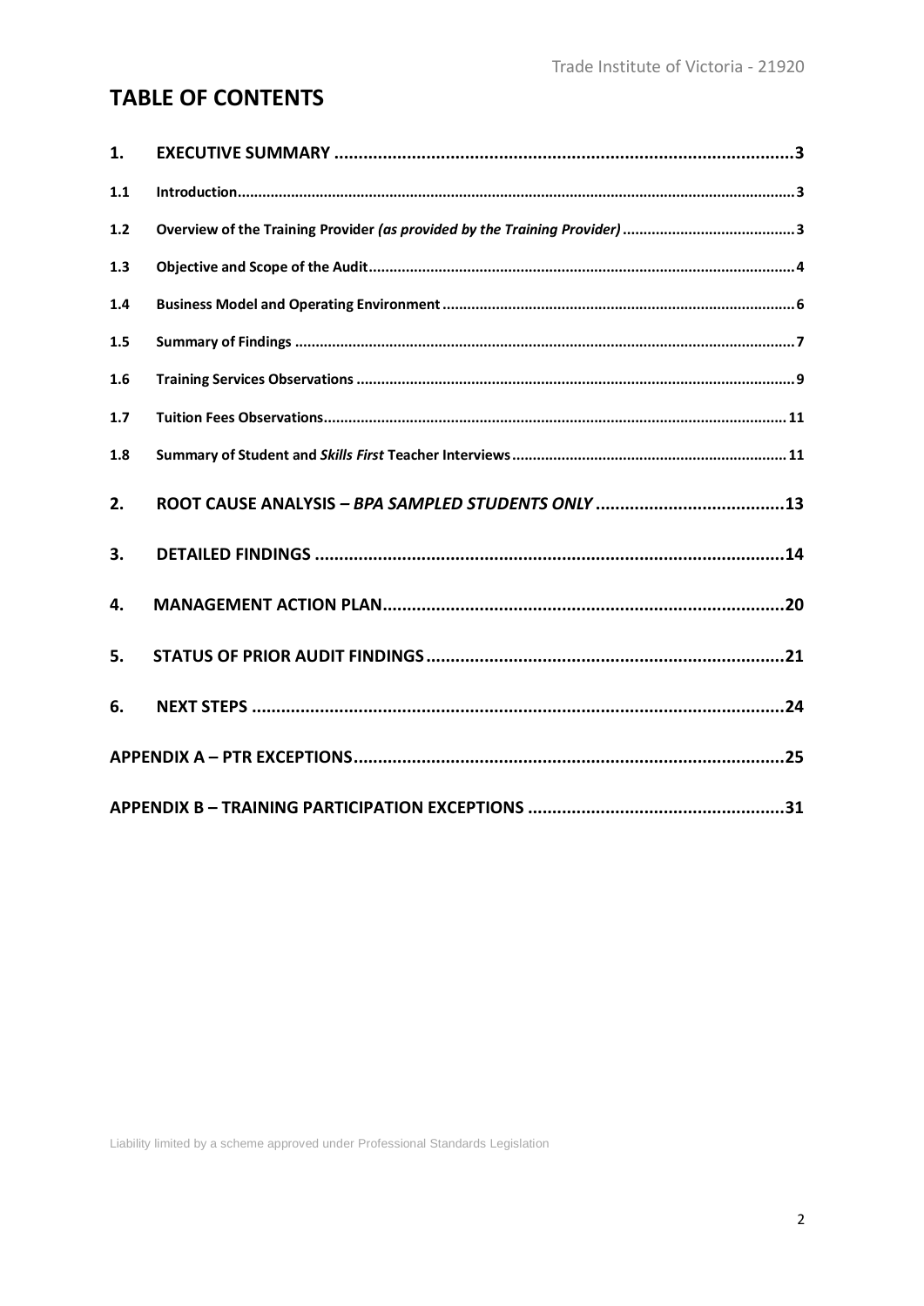# TABLE OF CONTENTS

| | | |
|---|---|---|
| **1.** | **EXECUTIVE SUMMARY** | **3** |
| **1.1** | **Introduction** | **3** |
| **1.2** | **Overview of the Training Provider *(as provided by the Training Provider)*** | **3** |
| **1.3** | **Objective and Scope of the Audit** | **4** |
| **1.4** | **Business Model and Operating Environment** | **6** |
| **1.5** | **Summary of Findings** | **7** |
| **1.6** | **Training Services Observations** | **9** |
| **1.7** | **Tuition Fees Observations** | **11** |
| **1.8** | **Summary of Student and *Skills First* Teacher Interviews** | **11** |
| **2.** | **ROOT CAUSE ANALYSIS – *BPA SAMPLED STUDENTS ONLY*** | **13** |
| **3.** | **DETAILED FINDINGS** | **14** |
| **4.** | **MANAGEMENT ACTION PLAN** | **20** |
| **5.** | **STATUS OF PRIOR AUDIT FINDINGS** | **21** |
| **6.** | **NEXT STEPS** | **24** |
| | **APPENDIX A – PTR EXCEPTIONS** | **25** |
| | **APPENDIX B – TRAINING PARTICIPATION EXCEPTIONS** | **31** |

Liability limited by a scheme approved under Professional Standards Legislation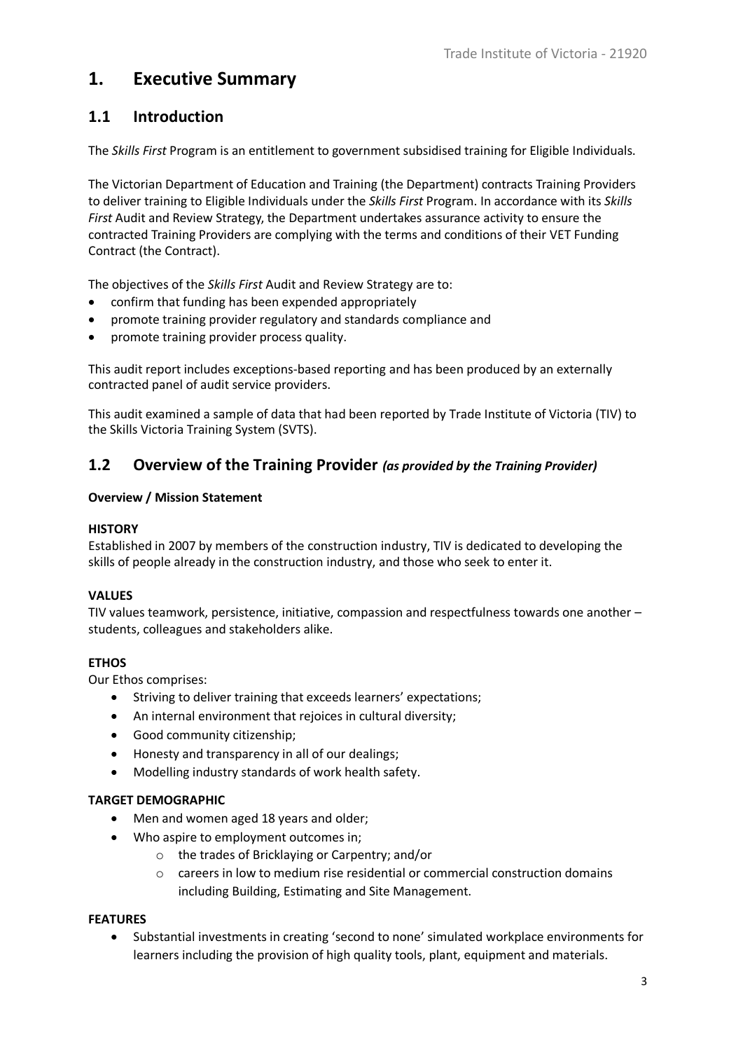# 1. Executive Summary

## 1.1 Introduction

The *Skills First* Program is an entitlement to government subsidised training for Eligible Individuals.

The Victorian Department of Education and Training (the Department) contracts Training Providers to deliver training to Eligible Individuals under the *Skills First* Program. In accordance with its *Skills First* Audit and Review Strategy, the Department undertakes assurance activity to ensure the contracted Training Providers are complying with the terms and conditions of their VET Funding Contract (the Contract).

The objectives of the *Skills First* Audit and Review Strategy are to:

- confirm that funding has been expended appropriately
- promote training provider regulatory and standards compliance and
- promote training provider process quality.

This audit report includes exceptions-based reporting and has been produced by an externally contracted panel of audit service providers.

This audit examined a sample of data that had been reported by Trade Institute of Victoria (TIV) to the Skills Victoria Training System (SVTS).

## 1.2 Overview of the Training Provider *(as provided by the Training Provider)*

**Overview / Mission Statement**

**HISTORY**

Established in 2007 by members of the construction industry, TIV is dedicated to developing the skills of people already in the construction industry, and those who seek to enter it.

**VALUES**

TIV values teamwork, persistence, initiative, compassion and respectfulness towards one another – students, colleagues and stakeholders alike.

**ETHOS**

Our Ethos comprises:

- Striving to deliver training that exceeds learners' expectations;
- An internal environment that rejoices in cultural diversity;
- Good community citizenship;
- Honesty and transparency in all of our dealings;
- Modelling industry standards of work health safety.

**TARGET DEMOGRAPHIC**

- Men and women aged 18 years and older;
- Who aspire to employment outcomes in;
  - the trades of Bricklaying or Carpentry; and/or
  - careers in low to medium rise residential or commercial construction domains including Building, Estimating and Site Management.

**FEATURES**

- Substantial investments in creating 'second to none' simulated workplace environments for learners including the provision of high quality tools, plant, equipment and materials.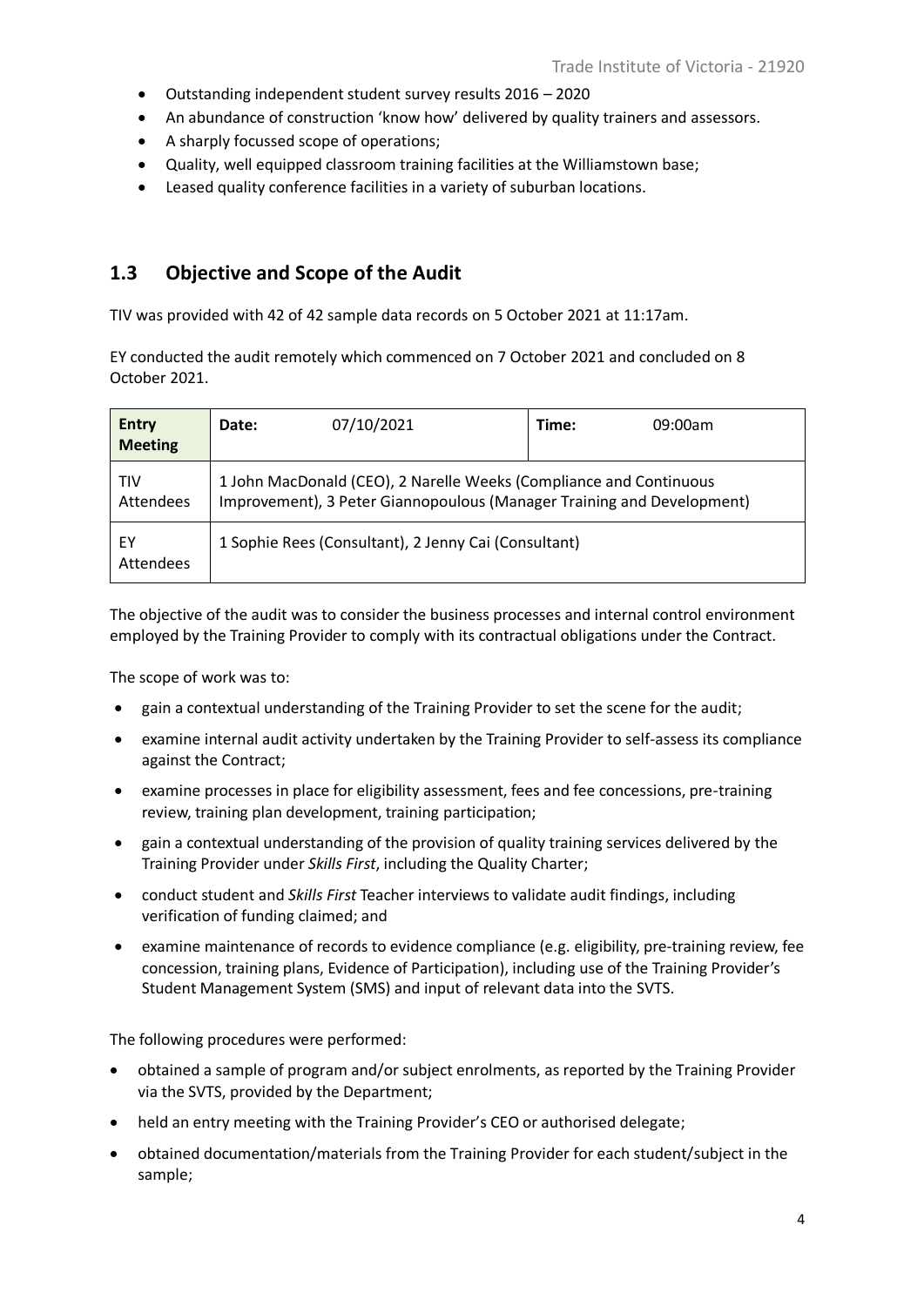- Outstanding independent student survey results 2016 – 2020
- An abundance of construction 'know how' delivered by quality trainers and assessors.
- A sharply focussed scope of operations;
- Quality, well equipped classroom training facilities at the Williamstown base;
- Leased quality conference facilities in a variety of suburban locations.

## 1.3 Objective and Scope of the Audit

TIV was provided with 42 of 42 sample data records on 5 October 2021 at 11:17am.

EY conducted the audit remotely which commenced on 7 October 2021 and concluded on 8 October 2021.

| **Entry Meeting** | **Date:** 07/10/2021 | **Time:** 09:00am |
|---|---|---|
| TIV Attendees | 1 John MacDonald (CEO), 2 Narelle Weeks (Compliance and Continuous Improvement), 3 Peter Giannopoulous (Manager Training and Development) | |
| EY Attendees | 1 Sophie Rees (Consultant), 2 Jenny Cai (Consultant) | |

The objective of the audit was to consider the business processes and internal control environment employed by the Training Provider to comply with its contractual obligations under the Contract.

The scope of work was to:

- gain a contextual understanding of the Training Provider to set the scene for the audit;
- examine internal audit activity undertaken by the Training Provider to self-assess its compliance against the Contract;
- examine processes in place for eligibility assessment, fees and fee concessions, pre-training review, training plan development, training participation;
- gain a contextual understanding of the provision of quality training services delivered by the Training Provider under *Skills First*, including the Quality Charter;
- conduct student and *Skills First* Teacher interviews to validate audit findings, including verification of funding claimed; and
- examine maintenance of records to evidence compliance (e.g. eligibility, pre-training review, fee concession, training plans, Evidence of Participation), including use of the Training Provider's Student Management System (SMS) and input of relevant data into the SVTS.

The following procedures were performed:

- obtained a sample of program and/or subject enrolments, as reported by the Training Provider via the SVTS, provided by the Department;
- held an entry meeting with the Training Provider's CEO or authorised delegate;
- obtained documentation/materials from the Training Provider for each student/subject in the sample;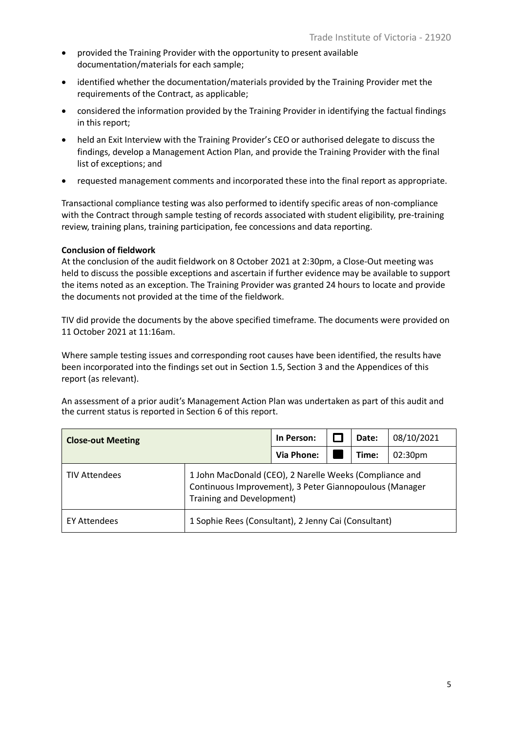- provided the Training Provider with the opportunity to present available documentation/materials for each sample;
- identified whether the documentation/materials provided by the Training Provider met the requirements of the Contract, as applicable;
- considered the information provided by the Training Provider in identifying the factual findings in this report;
- held an Exit Interview with the Training Provider's CEO or authorised delegate to discuss the findings, develop a Management Action Plan, and provide the Training Provider with the final list of exceptions; and
- requested management comments and incorporated these into the final report as appropriate.

Transactional compliance testing was also performed to identify specific areas of non-compliance with the Contract through sample testing of records associated with student eligibility, pre-training review, training plans, training participation, fee concessions and data reporting.

**Conclusion of fieldwork**
At the conclusion of the audit fieldwork on 8 October 2021 at 2:30pm, a Close-Out meeting was held to discuss the possible exceptions and ascertain if further evidence may be available to support the items noted as an exception. The Training Provider was granted 24 hours to locate and provide the documents not provided at the time of the fieldwork.

TIV did provide the documents by the above specified timeframe. The documents were provided on 11 October 2021 at 11:16am.

Where sample testing issues and corresponding root causes have been identified, the results have been incorporated into the findings set out in Section 1.5, Section 3 and the Appendices of this report (as relevant).

An assessment of a prior audit's Management Action Plan was undertaken as part of this audit and the current status is reported in Section 6 of this report.

| **Close-out Meeting** | | **In Person:** | ☐ | **Date:** | 08/10/2021 |
|---|---|---|---|---|---|
| | | **Via Phone:** | ■ | **Time:** | 02:30pm |
| TIV Attendees | 1 John MacDonald (CEO), 2 Narelle Weeks (Compliance and Continuous Improvement), 3 Peter Giannopoulous (Manager Training and Development) | | | | |
| EY Attendees | 1 Sophie Rees (Consultant), 2 Jenny Cai (Consultant) | | | | |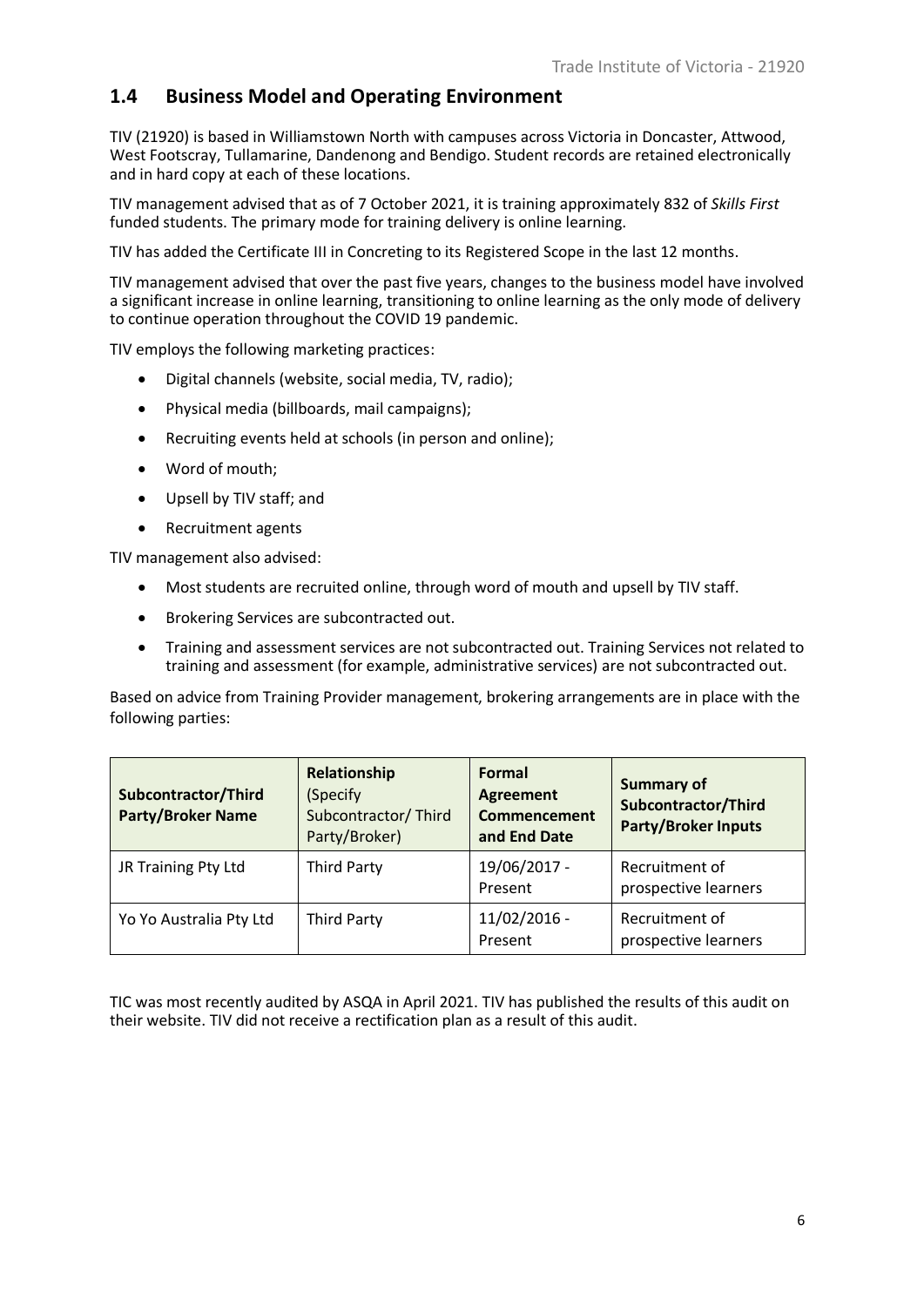## 1.4 Business Model and Operating Environment

TIV (21920) is based in Williamstown North with campuses across Victoria in Doncaster, Attwood, West Footscray, Tullamarine, Dandenong and Bendigo. Student records are retained electronically and in hard copy at each of these locations.

TIV management advised that as of 7 October 2021, it is training approximately 832 of *Skills First* funded students. The primary mode for training delivery is online learning.

TIV has added the Certificate III in Concreting to its Registered Scope in the last 12 months.

TIV management advised that over the past five years, changes to the business model have involved a significant increase in online learning, transitioning to online learning as the only mode of delivery to continue operation throughout the COVID 19 pandemic.

TIV employs the following marketing practices:

- Digital channels (website, social media, TV, radio);
- Physical media (billboards, mail campaigns);
- Recruiting events held at schools (in person and online);
- Word of mouth;
- Upsell by TIV staff; and
- Recruitment agents

TIV management also advised:

- Most students are recruited online, through word of mouth and upsell by TIV staff.
- Brokering Services are subcontracted out.
- Training and assessment services are not subcontracted out. Training Services not related to training and assessment (for example, administrative services) are not subcontracted out.

Based on advice from Training Provider management, brokering arrangements are in place with the following parties:

| **Subcontractor/Third Party/Broker Name** | **Relationship** (Specify Subcontractor/ Third Party/Broker) | **Formal Agreement Commencement and End Date** | **Summary of Subcontractor/Third Party/Broker Inputs** |
|---|---|---|---|
| JR Training Pty Ltd | Third Party | 19/06/2017 - Present | Recruitment of prospective learners |
| Yo Yo Australia Pty Ltd | Third Party | 11/02/2016 - Present | Recruitment of prospective learners |

TIC was most recently audited by ASQA in April 2021. TIV has published the results of this audit on their website. TIV did not receive a rectification plan as a result of this audit.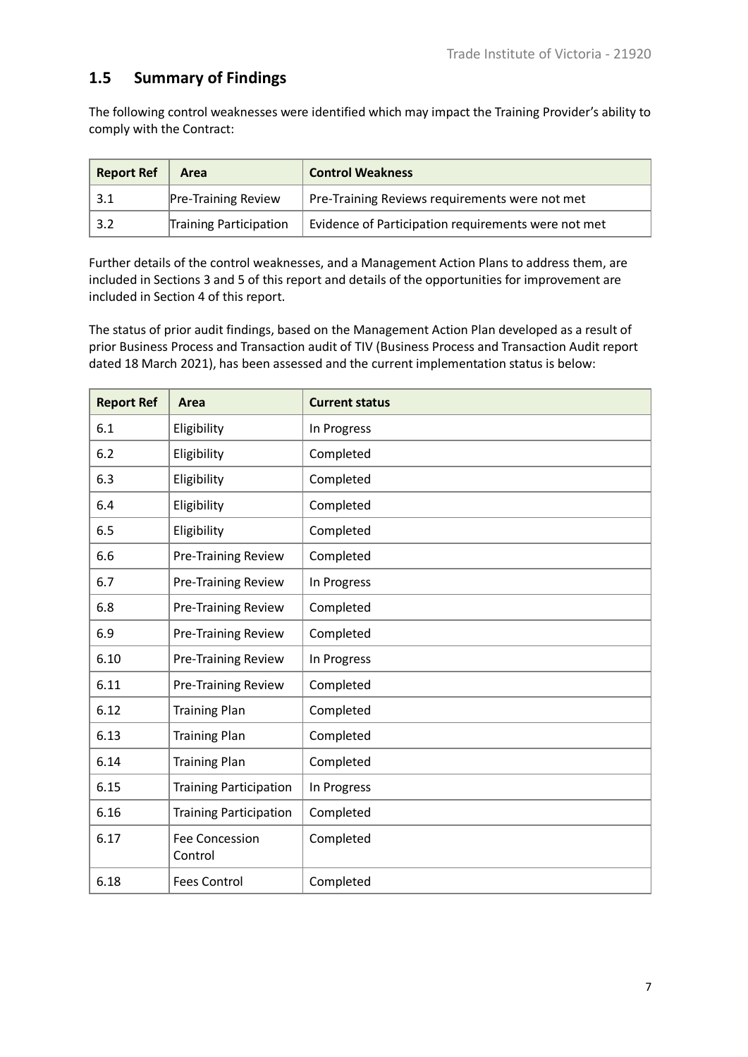## 1.5 Summary of Findings

The following control weaknesses were identified which may impact the Training Provider's ability to comply with the Contract:

| Report Ref | Area | Control Weakness |
|---|---|---|
| 3.1 | Pre-Training Review | Pre-Training Reviews requirements were not met |
| 3.2 | Training Participation | Evidence of Participation requirements were not met |

Further details of the control weaknesses, and a Management Action Plans to address them, are included in Sections 3 and 5 of this report and details of the opportunities for improvement are included in Section 4 of this report.

The status of prior audit findings, based on the Management Action Plan developed as a result of prior Business Process and Transaction audit of TIV (Business Process and Transaction Audit report dated 18 March 2021), has been assessed and the current implementation status is below:

| Report Ref | Area | Current status |
|---|---|---|
| 6.1 | Eligibility | In Progress |
| 6.2 | Eligibility | Completed |
| 6.3 | Eligibility | Completed |
| 6.4 | Eligibility | Completed |
| 6.5 | Eligibility | Completed |
| 6.6 | Pre-Training Review | Completed |
| 6.7 | Pre-Training Review | In Progress |
| 6.8 | Pre-Training Review | Completed |
| 6.9 | Pre-Training Review | Completed |
| 6.10 | Pre-Training Review | In Progress |
| 6.11 | Pre-Training Review | Completed |
| 6.12 | Training Plan | Completed |
| 6.13 | Training Plan | Completed |
| 6.14 | Training Plan | Completed |
| 6.15 | Training Participation | In Progress |
| 6.16 | Training Participation | Completed |
| 6.17 | Fee Concession Control | Completed |
| 6.18 | Fees Control | Completed |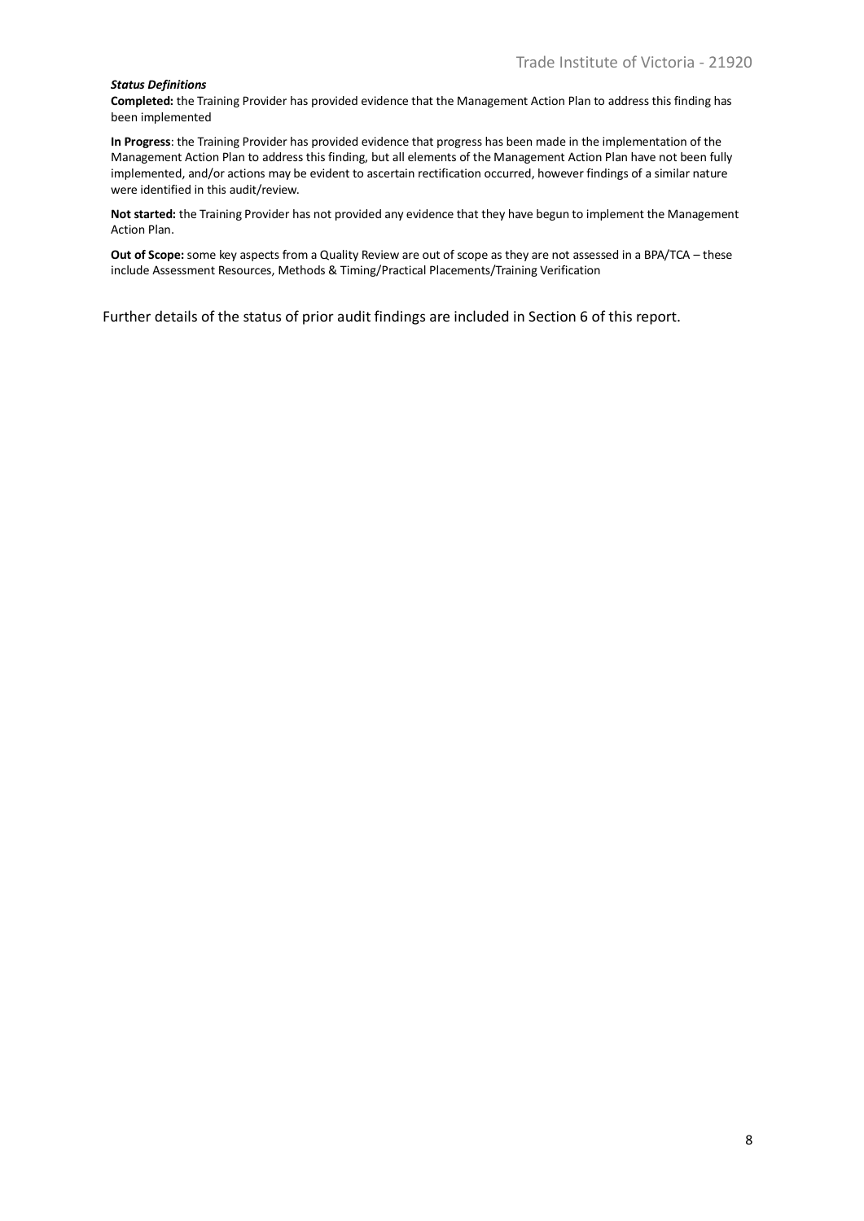***Status Definitions***

**Completed:** the Training Provider has provided evidence that the Management Action Plan to address this finding has been implemented

**In Progress**: the Training Provider has provided evidence that progress has been made in the implementation of the Management Action Plan to address this finding, but all elements of the Management Action Plan have not been fully implemented, and/or actions may be evident to ascertain rectification occurred, however findings of a similar nature were identified in this audit/review.

**Not started:** the Training Provider has not provided any evidence that they have begun to implement the Management Action Plan.

**Out of Scope:** some key aspects from a Quality Review are out of scope as they are not assessed in a BPA/TCA – these include Assessment Resources, Methods & Timing/Practical Placements/Training Verification

Further details of the status of prior audit findings are included in Section 6 of this report.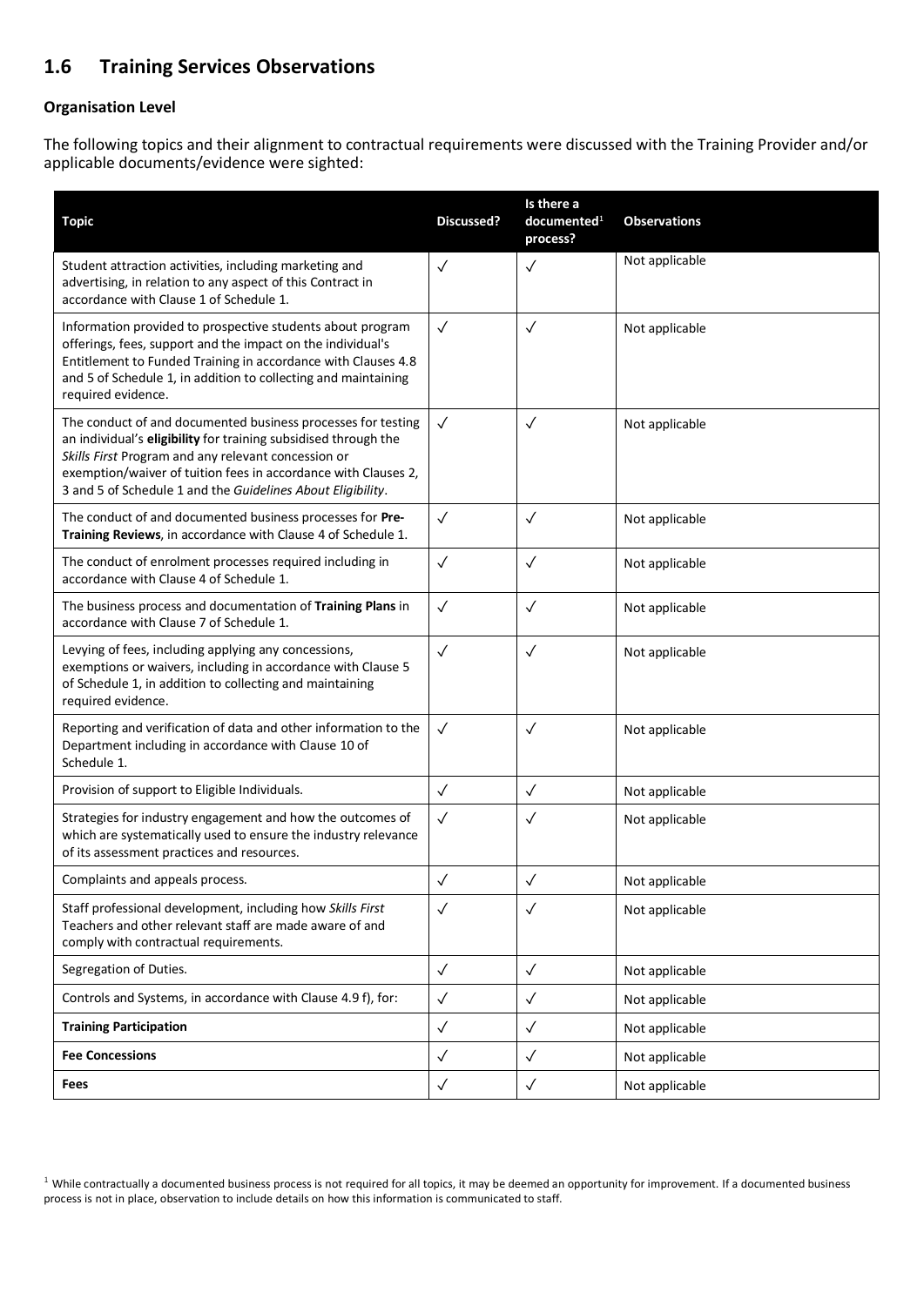## 1.6 Training Services Observations

### Organisation Level

The following topics and their alignment to contractual requirements were discussed with the Training Provider and/or applicable documents/evidence were sighted:

| Topic | Discussed? | Is there a documented[1] process? | Observations |
|---|---|---|---|
| Student attraction activities, including marketing and advertising, in relation to any aspect of this Contract in accordance with Clause 1 of Schedule 1. | ✓ | ✓ | Not applicable |
| Information provided to prospective students about program offerings, fees, support and the impact on the individual's Entitlement to Funded Training in accordance with Clauses 4.8 and 5 of Schedule 1, in addition to collecting and maintaining required evidence. | ✓ | ✓ | Not applicable |
| The conduct of and documented business processes for testing an individual's **eligibility** for training subsidised through the *Skills First* Program and any relevant concession or exemption/waiver of tuition fees in accordance with Clauses 2, 3 and 5 of Schedule 1 and the *Guidelines About Eligibility*. | ✓ | ✓ | Not applicable |
| The conduct of and documented business processes for **Pre-Training Reviews**, in accordance with Clause 4 of Schedule 1. | ✓ | ✓ | Not applicable |
| The conduct of enrolment processes required including in accordance with Clause 4 of Schedule 1. | ✓ | ✓ | Not applicable |
| The business process and documentation of **Training Plans** in accordance with Clause 7 of Schedule 1. | ✓ | ✓ | Not applicable |
| Levying of fees, including applying any concessions, exemptions or waivers, including in accordance with Clause 5 of Schedule 1, in addition to collecting and maintaining required evidence. | ✓ | ✓ | Not applicable |
| Reporting and verification of data and other information to the Department including in accordance with Clause 10 of Schedule 1. | ✓ | ✓ | Not applicable |
| Provision of support to Eligible Individuals. | ✓ | ✓ | Not applicable |
| Strategies for industry engagement and how the outcomes of which are systematically used to ensure the industry relevance of its assessment practices and resources. | ✓ | ✓ | Not applicable |
| Complaints and appeals process. | ✓ | ✓ | Not applicable |
| Staff professional development, including how *Skills First* Teachers and other relevant staff are made aware of and comply with contractual requirements. | ✓ | ✓ | Not applicable |
| Segregation of Duties. | ✓ | ✓ | Not applicable |
| Controls and Systems, in accordance with Clause 4.9 f), for: | ✓ | ✓ | Not applicable |
| **Training Participation** | ✓ | ✓ | Not applicable |
| **Fee Concessions** | ✓ | ✓ | Not applicable |
| **Fees** | ✓ | ✓ | Not applicable |

[1] While contractually a documented business process is not required for all topics, it may be deemed an opportunity for improvement. If a documented business process is not in place, observation to include details on how this information is communicated to staff.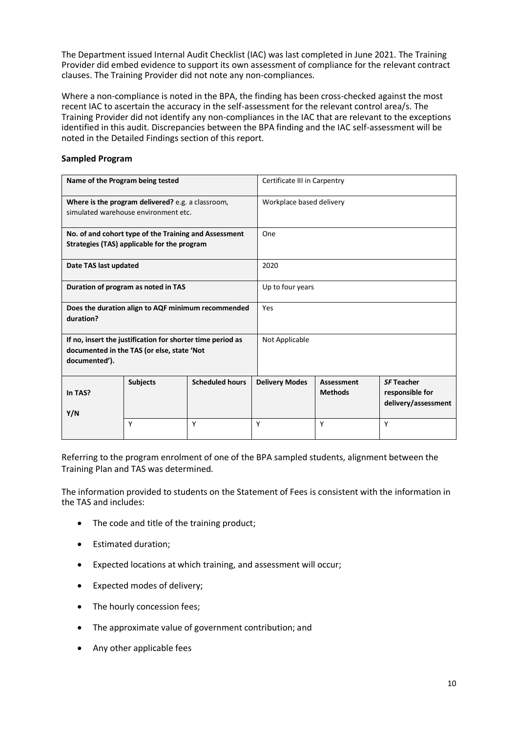The Department issued Internal Audit Checklist (IAC) was last completed in June 2021. The Training Provider did embed evidence to support its own assessment of compliance for the relevant contract clauses. The Training Provider did not note any non-compliances.

Where a non-compliance is noted in the BPA, the finding has been cross-checked against the most recent IAC to ascertain the accuracy in the self-assessment for the relevant control area/s. The Training Provider did not identify any non-compliances in the IAC that are relevant to the exceptions identified in this audit. Discrepancies between the BPA finding and the IAC self-assessment will be noted in the Detailed Findings section of this report.

**Sampled Program**

| **Name of the Program being tested** | | | Certificate III in Carpentry | | |
|---|---|---|---|---|---|
| **Where is the program delivered?** e.g. a classroom, simulated warehouse environment etc. | | | Workplace based delivery | | |
| **No. of and cohort type of the Training and Assessment Strategies (TAS) applicable for the program** | | | One | | |
| **Date TAS last updated** | | | 2020 | | |
| **Duration of program as noted in TAS** | | | Up to four years | | |
| **Does the duration align to AQF minimum recommended duration?** | | | Yes | | |
| **If no, insert the justification for shorter time period as documented in the TAS (or else, state 'Not documented').** | | | Not Applicable | | |
| **In TAS? Y/N** | **Subjects** | **Scheduled hours** | **Delivery Modes** | **Assessment Methods** | ***SF* Teacher responsible for delivery/assessment** |
| | Y | Y | Y | Y | Y |

Referring to the program enrolment of one of the BPA sampled students, alignment between the Training Plan and TAS was determined.

The information provided to students on the Statement of Fees is consistent with the information in the TAS and includes:

- The code and title of the training product;
- Estimated duration;
- Expected locations at which training, and assessment will occur;
- Expected modes of delivery;
- The hourly concession fees;
- The approximate value of government contribution; and
- Any other applicable fees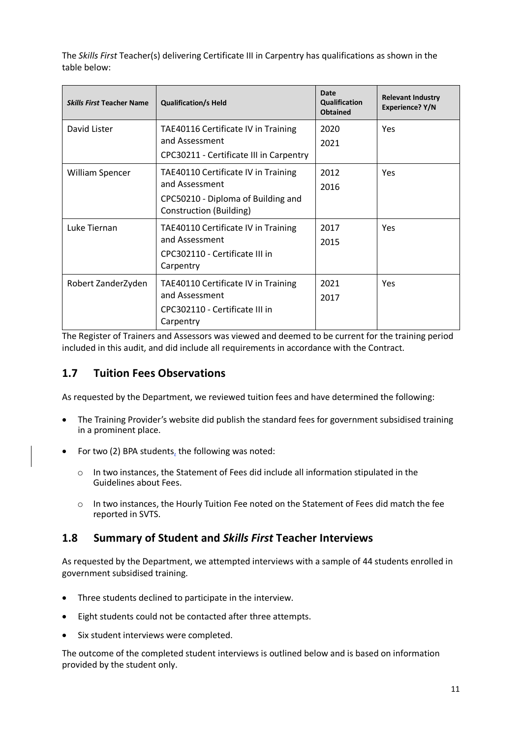The *Skills First* Teacher(s) delivering Certificate III in Carpentry has qualifications as shown in the table below:

| *Skills First* Teacher Name | Qualification/s Held | Date Qualification Obtained | Relevant Industry Experience? Y/N |
|---|---|---|---|
| David Lister | TAE40116 Certificate IV in Training and Assessment<br>CPC30211 - Certificate III in Carpentry | 2020<br>2021 | Yes |
| William Spencer | TAE40110 Certificate IV in Training and Assessment<br>CPC50210 - Diploma of Building and Construction (Building) | 2012<br>2016 | Yes |
| Luke Tiernan | TAE40110 Certificate IV in Training and Assessment<br>CPC302110 - Certificate III in Carpentry | 2017<br>2015 | Yes |
| Robert ZanderZyden | TAE40110 Certificate IV in Training and Assessment<br>CPC302110 - Certificate III in Carpentry | 2021<br>2017 | Yes |

The Register of Trainers and Assessors was viewed and deemed to be current for the training period included in this audit, and did include all requirements in accordance with the Contract.

## 1.7 Tuition Fees Observations

As requested by the Department, we reviewed tuition fees and have determined the following:

- The Training Provider's website did publish the standard fees for government subsidised training in a prominent place.
- For two (2) BPA students, the following was noted:
  - In two instances, the Statement of Fees did include all information stipulated in the Guidelines about Fees.
  - In two instances, the Hourly Tuition Fee noted on the Statement of Fees did match the fee reported in SVTS.

## 1.8 Summary of Student and *Skills First* Teacher Interviews

As requested by the Department, we attempted interviews with a sample of 44 students enrolled in government subsidised training.

- Three students declined to participate in the interview.
- Eight students could not be contacted after three attempts.
- Six student interviews were completed.

The outcome of the completed student interviews is outlined below and is based on information provided by the student only.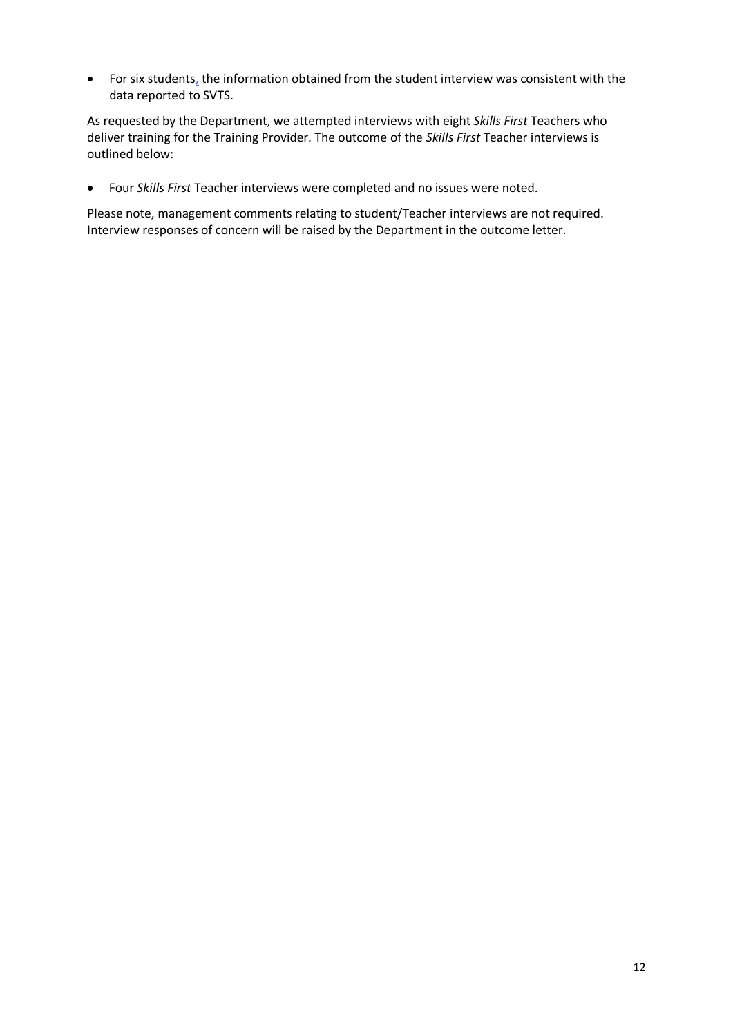- For six students, the information obtained from the student interview was consistent with the data reported to SVTS.

As requested by the Department, we attempted interviews with eight *Skills First* Teachers who deliver training for the Training Provider. The outcome of the *Skills First* Teacher interviews is outlined below:

- Four *Skills First* Teacher interviews were completed and no issues were noted.

Please note, management comments relating to student/Teacher interviews are not required. Interview responses of concern will be raised by the Department in the outcome letter.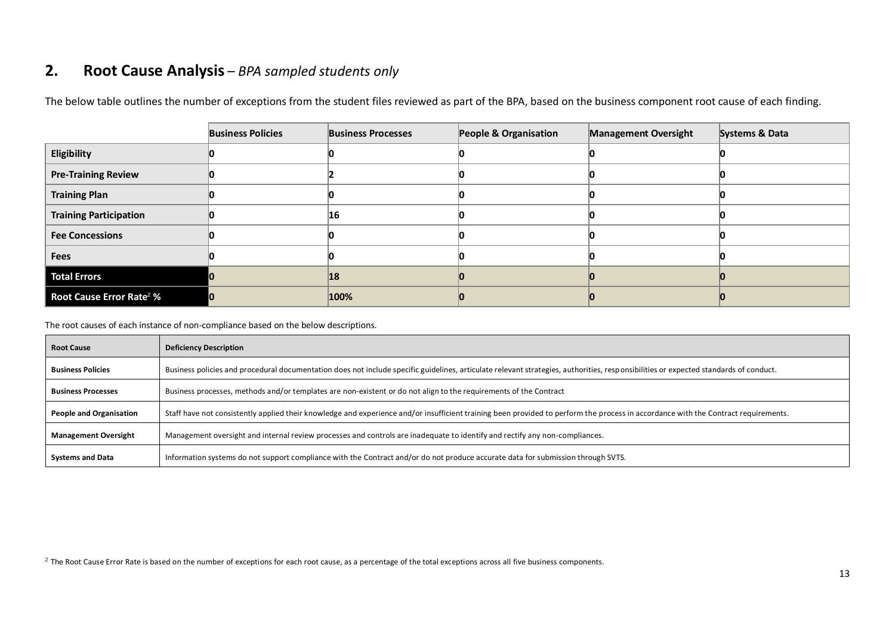## 2. **Root Cause Analysis** – *BPA sampled students only*

The below table outlines the number of exceptions from the student files reviewed as part of the BPA, based on the business component root cause of each finding.

| | Business Policies | Business Processes | People & Organisation | Management Oversight | Systems & Data |
|---|---|---|---|---|---|
| **Eligibility** | 0 | 0 | 0 | 0 | 0 |
| **Pre-Training Review** | 0 | 2 | 0 | 0 | 0 |
| **Training Plan** | 0 | 0 | 0 | 0 | 0 |
| **Training Participation** | 0 | 16 | 0 | 0 | 0 |
| **Fee Concessions** | 0 | 0 | 0 | 0 | 0 |
| **Fees** | 0 | 0 | 0 | 0 | 0 |
| **Total Errors** | 0 | 18 | 0 | 0 | 0 |
| **Root Cause Error Rate[2] %** | 0 | 100% | 0 | 0 | 0 |

The root causes of each instance of non-compliance based on the below descriptions.

| Root Cause | Deficiency Description |
|---|---|
| **Business Policies** | Business policies and procedural documentation does not include specific guidelines, articulate relevant strategies, authorities, responsibilities or expected standards of conduct. |
| **Business Processes** | Business processes, methods and/or templates are non-existent or do not align to the requirements of the Contract |
| **People and Organisation** | Staff have not consistently applied their knowledge and experience and/or insufficient training been provided to perform the process in accordance with the Contract requirements. |
| **Management Oversight** | Management oversight and internal review processes and controls are inadequate to identify and rectify any non-compliances. |
| **Systems and Data** | Information systems do not support compliance with the Contract and/or do not produce accurate data for submission through SVTS. |

[2] The Root Cause Error Rate is based on the number of exceptions for each root cause, as a percentage of the total exceptions across all five business components.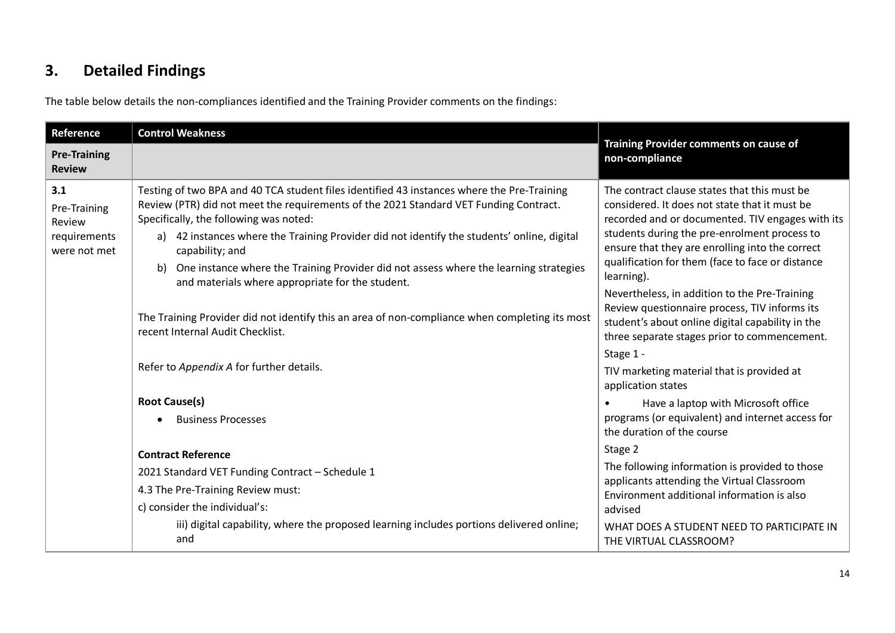## 3. Detailed Findings

The table below details the non-compliances identified and the Training Provider comments on the findings:

| Reference | Control Weakness | Training Provider comments on cause of non-compliance |
|---|---|---|
| **Pre-Training Review** | | |
| **3.1** Pre-Training Review requirements were not met | Testing of two BPA and 40 TCA student files identified 43 instances where the Pre-Training Review (PTR) did not meet the requirements of the 2021 Standard VET Funding Contract. Specifically, the following was noted:<br>a) 42 instances where the Training Provider did not identify the students' online, digital capability; and<br>b) One instance where the Training Provider did not assess where the learning strategies and materials where appropriate for the student.<br><br>The Training Provider did not identify this an area of non-compliance when completing its most recent Internal Audit Checklist.<br><br>Refer to *Appendix A* for further details.<br><br>**Root Cause(s)**<br>• Business Processes<br><br>**Contract Reference**<br>2021 Standard VET Funding Contract – Schedule 1<br>4.3 The Pre-Training Review must:<br>c) consider the individual's:<br>iii) digital capability, where the proposed learning includes portions delivered online; and | The contract clause states that this must be considered. It does not state that it must be recorded and or documented. TIV engages with its students during the pre-enrolment process to ensure that they are enrolling into the correct qualification for them (face to face or distance learning).<br>Nevertheless, in addition to the Pre-Training Review questionnaire process, TIV informs its student's about online digital capability in the three separate stages prior to commencement.<br>Stage 1 -<br>TIV marketing material that is provided at application states<br>• Have a laptop with Microsoft office programs (or equivalent) and internet access for the duration of the course<br>Stage 2<br>The following information is provided to those applicants attending the Virtual Classroom Environment additional information is also advised<br>WHAT DOES A STUDENT NEED TO PARTICIPATE IN THE VIRTUAL CLASSROOM? |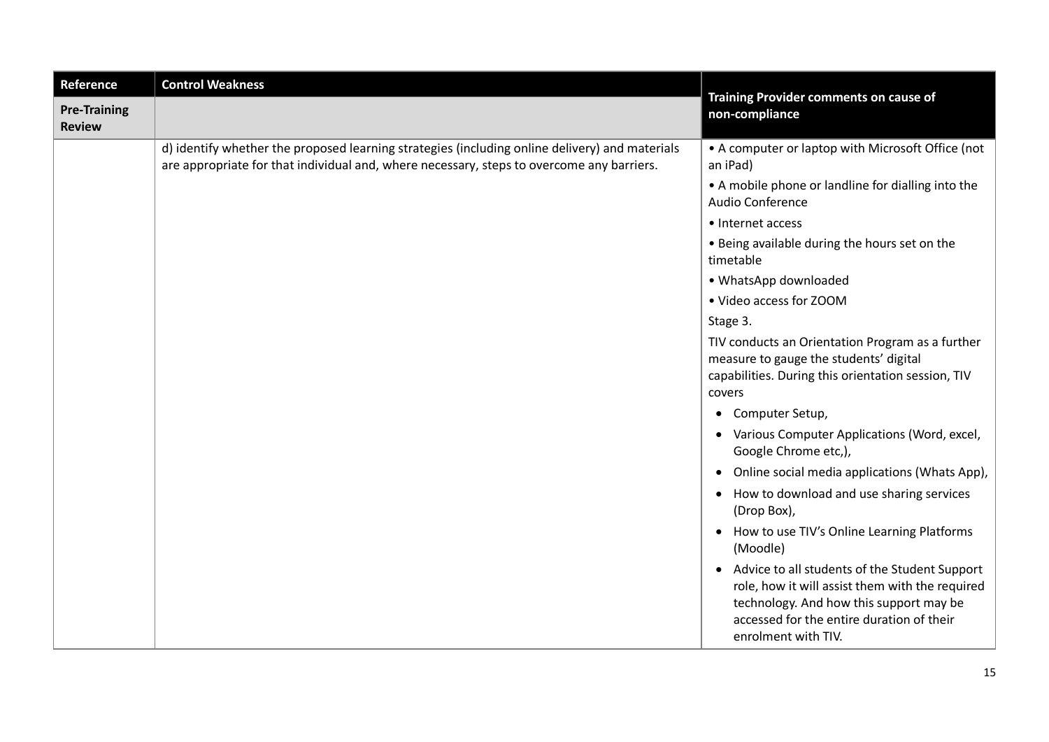| Reference | Control Weakness | Training Provider comments on cause of non-compliance |
| --- | --- | --- |
| **Pre-Training Review** | | |
| | d) identify whether the proposed learning strategies (including online delivery) and materials are appropriate for that individual and, where necessary, steps to overcome any barriers. | • A computer or laptop with Microsoft Office (not an iPad)<br>• A mobile phone or landline for dialling into the Audio Conference<br>• Internet access<br>• Being available during the hours set on the timetable<br>• WhatsApp downloaded<br>• Video access for ZOOM<br>Stage 3.<br>TIV conducts an Orientation Program as a further measure to gauge the students' digital capabilities. During this orientation session, TIV covers<br>• Computer Setup,<br>• Various Computer Applications (Word, excel, Google Chrome etc,),<br>• Online social media applications (Whats App),<br>• How to download and use sharing services (Drop Box),<br>• How to use TIV's Online Learning Platforms (Moodle)<br>• Advice to all students of the Student Support role, how it will assist them with the required technology. And how this support may be accessed for the entire duration of their enrolment with TIV. |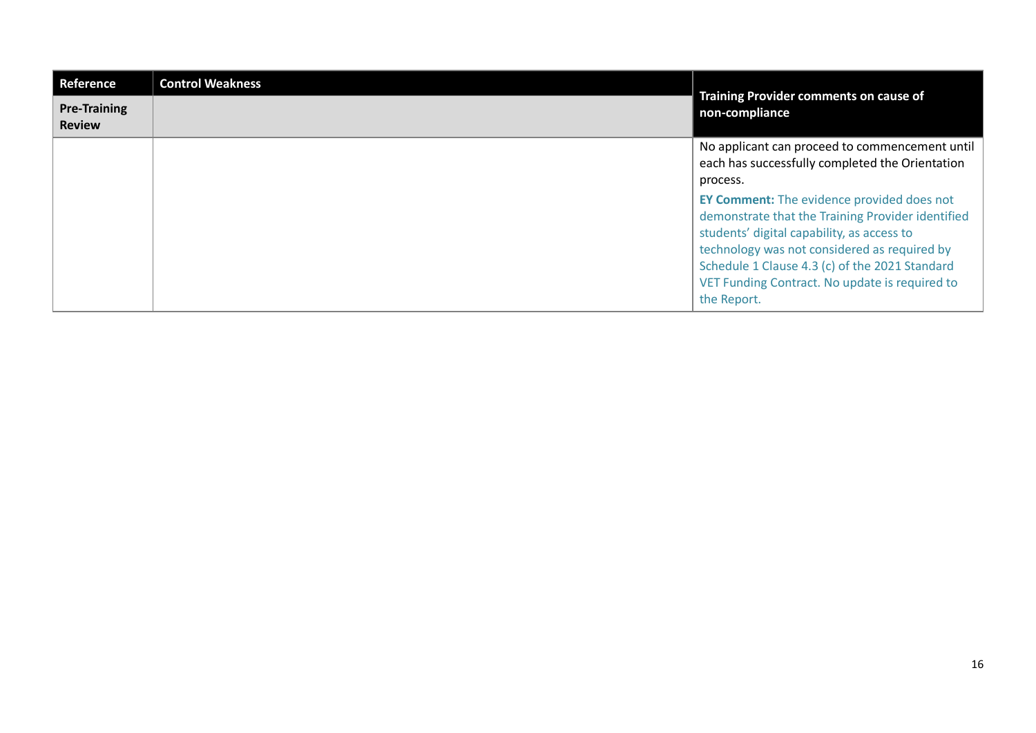| Reference | Control Weakness | Training Provider comments on cause of non-compliance |
|---|---|---|
| **Pre-Training Review** | | |
| | | No applicant can proceed to commencement until each has successfully completed the Orientation process. **EY Comment:** The evidence provided does not demonstrate that the Training Provider identified students' digital capability, as access to technology was not considered as required by Schedule 1 Clause 4.3 (c) of the 2021 Standard VET Funding Contract. No update is required to the Report. |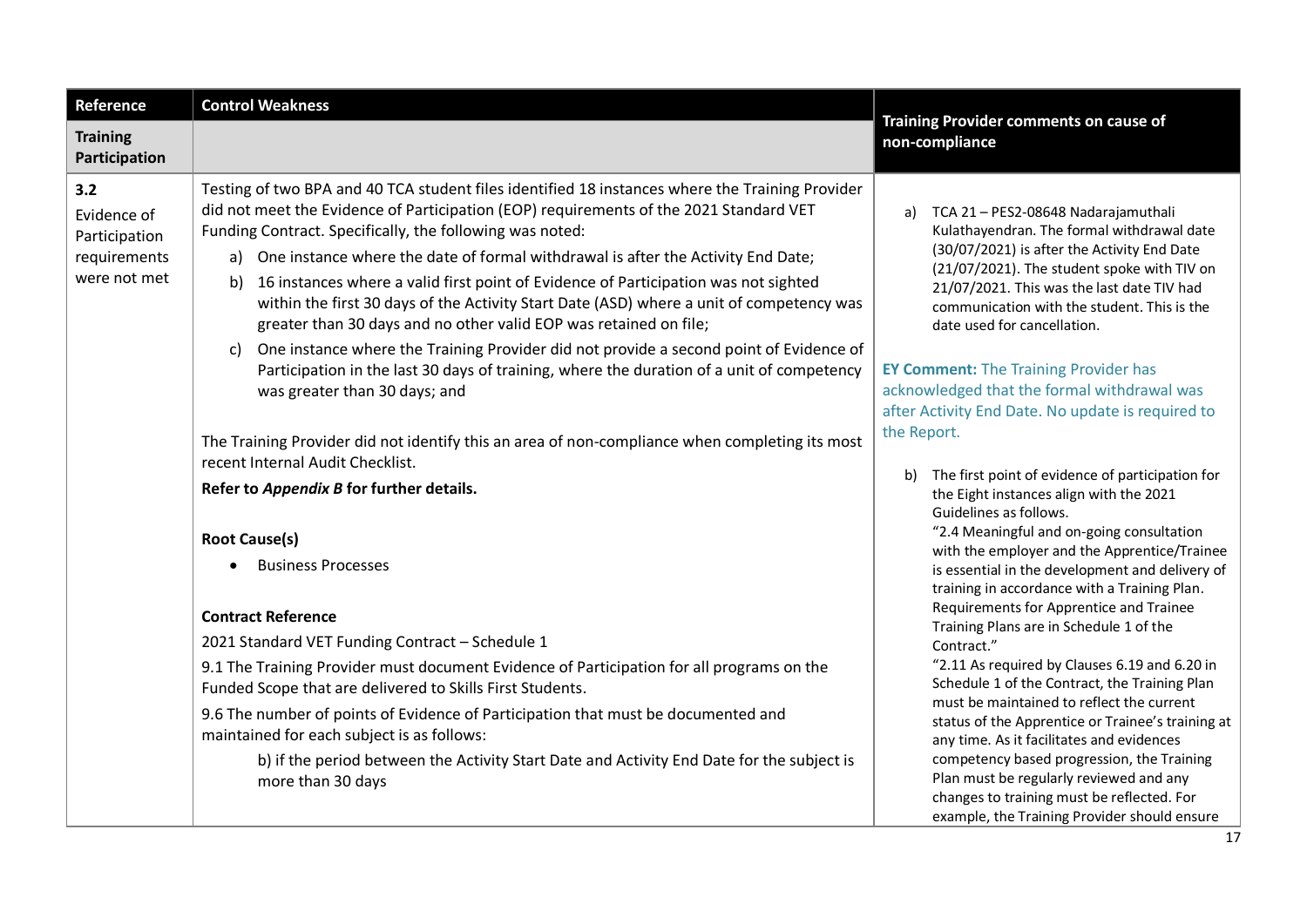| Reference | Control Weakness | Training Provider comments on cause of non-compliance |
|---|---|---|
| **Training Participation** | | |
| **3.2** Evidence of Participation requirements were not met | Testing of two BPA and 40 TCA student files identified 18 instances where the Training Provider did not meet the Evidence of Participation (EOP) requirements of the 2021 Standard VET Funding Contract. Specifically, the following was noted:<br>a) One instance where the date of formal withdrawal is after the Activity End Date;<br>b) 16 instances where a valid first point of Evidence of Participation was not sighted within the first 30 days of the Activity Start Date (ASD) where a unit of competency was greater than 30 days and no other valid EOP was retained on file;<br>c) One instance where the Training Provider did not provide a second point of Evidence of Participation in the last 30 days of training, where the duration of a unit of competency was greater than 30 days; and<br><br>The Training Provider did not identify this an area of non-compliance when completing its most recent Internal Audit Checklist.<br>**Refer to *Appendix B* for further details.**<br><br>**Root Cause(s)**<br>• Business Processes<br><br>**Contract Reference**<br>2021 Standard VET Funding Contract – Schedule 1<br>9.1 The Training Provider must document Evidence of Participation for all programs on the Funded Scope that are delivered to Skills First Students.<br>9.6 The number of points of Evidence of Participation that must be documented and maintained for each subject is as follows:<br>b) if the period between the Activity Start Date and Activity End Date for the subject is more than 30 days | a) TCA 21 – PES2-08648 Nadarajamuthali Kulathayendran. The formal withdrawal date (30/07/2021) is after the Activity End Date (21/07/2021). The student spoke with TIV on 21/07/2021. This was the last date TIV had communication with the student. This is the date used for cancellation.<br><br>**EY Comment:** The Training Provider has acknowledged that the formal withdrawal was after Activity End Date. No update is required to the Report.<br><br>b) The first point of evidence of participation for the Eight instances align with the 2021 Guidelines as follows.<br>"2.4 Meaningful and on-going consultation with the employer and the Apprentice/Trainee is essential in the development and delivery of training in accordance with a Training Plan. Requirements for Apprentice and Trainee Training Plans are in Schedule 1 of the Contract."<br>"2.11 As required by Clauses 6.19 and 6.20 in Schedule 1 of the Contract, the Training Plan must be maintained to reflect the current status of the Apprentice or Trainee's training at any time. As it facilitates and evidences competency based progression, the Training Plan must be regularly reviewed and any changes to training must be reflected. For example, the Training Provider should ensure |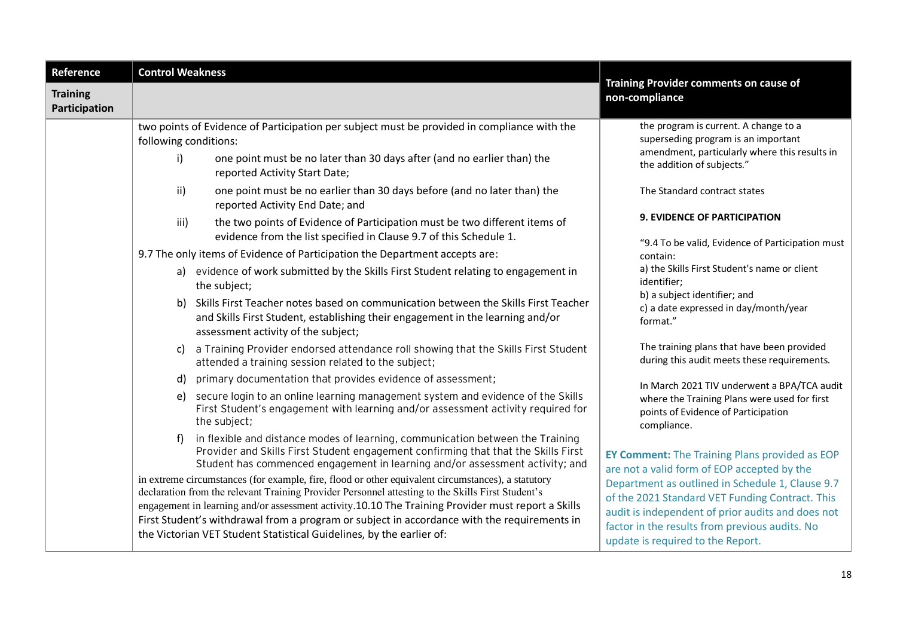| Reference | Control Weakness | Training Provider comments on cause of non-compliance |
|---|---|---|
| **Training Participation** | | |
| | two points of Evidence of Participation per subject must be provided in compliance with the following conditions:<br>i) one point must be no later than 30 days after (and no earlier than) the reported Activity Start Date;<br>ii) one point must be no earlier than 30 days before (and no later than) the reported Activity End Date; and<br>iii) the two points of Evidence of Participation must be two different items of evidence from the list specified in Clause 9.7 of this Schedule 1.<br>9.7 The only items of Evidence of Participation the Department accepts are:<br>a) evidence of work submitted by the Skills First Student relating to engagement in the subject;<br>b) Skills First Teacher notes based on communication between the Skills First Teacher and Skills First Student, establishing their engagement in the learning and/or assessment activity of the subject;<br>c) a Training Provider endorsed attendance roll showing that the Skills First Student attended a training session related to the subject;<br>d) primary documentation that provides evidence of assessment;<br>e) secure login to an online learning management system and evidence of the Skills First Student's engagement with learning and/or assessment activity required for the subject;<br>f) in flexible and distance modes of learning, communication between the Training Provider and Skills First Student engagement confirming that that the Skills First Student has commenced engagement in learning and/or assessment activity; and<br>in extreme circumstances (for example, fire, flood or other equivalent circumstances), a statutory declaration from the relevant Training Provider Personnel attesting to the Skills First Student's engagement in learning and/or assessment activity.10.10 The Training Provider must report a Skills First Student's withdrawal from a program or subject in accordance with the requirements in the Victorian VET Student Statistical Guidelines, by the earlier of: | the program is current. A change to a superseding program is an important amendment, particularly where this results in the addition of subjects."<br><br>The Standard contract states<br><br>**9. EVIDENCE OF PARTICIPATION**<br><br>"9.4 To be valid, Evidence of Participation must contain:<br>a) the Skills First Student's name or client identifier;<br>b) a subject identifier; and<br>c) a date expressed in day/month/year format."<br><br>The training plans that have been provided during this audit meets these requirements.<br><br>In March 2021 TIV underwent a BPA/TCA audit where the Training Plans were used for first points of Evidence of Participation compliance.<br><br>**EY Comment:** The Training Plans provided as EOP are not a valid form of EOP accepted by the Department as outlined in Schedule 1, Clause 9.7 of the 2021 Standard VET Funding Contract. This audit is independent of prior audits and does not factor in the results from previous audits. No update is required to the Report. |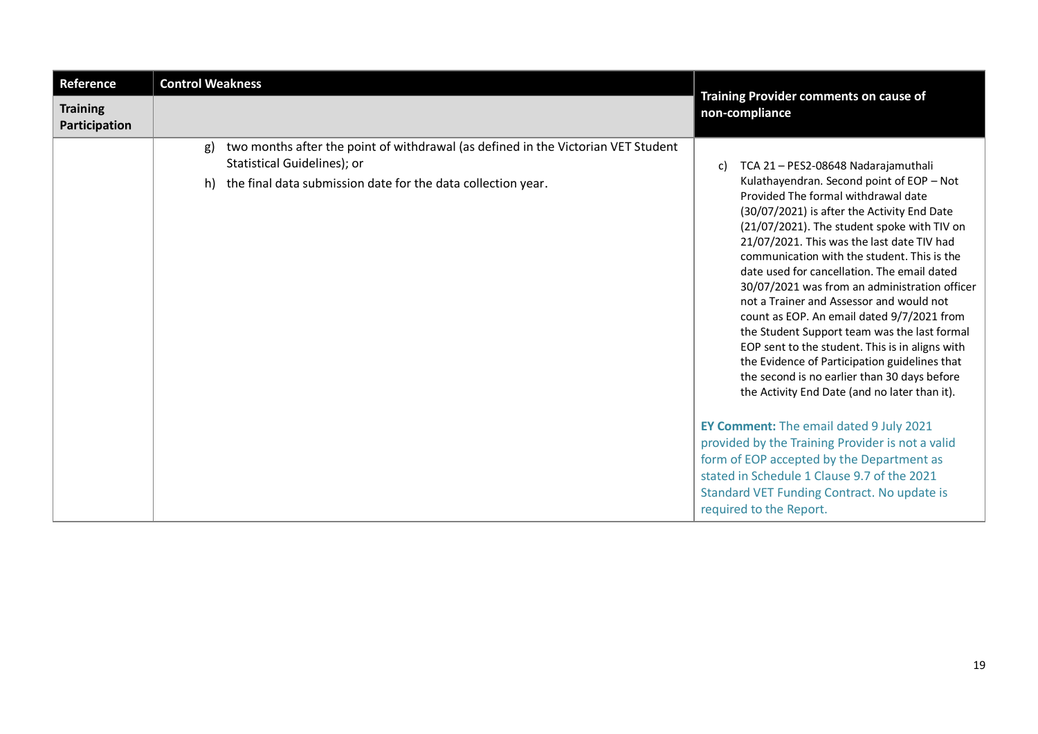| Reference | Control Weakness | Training Provider comments on cause of non-compliance |
|---|---|---|
| **Training Participation** | | |
| | g) two months after the point of withdrawal (as defined in the Victorian VET Student Statistical Guidelines); or<br>h) the final data submission date for the data collection year. | c) TCA 21 – PES2-08648 Nadarajamuthali Kulathayendran. Second point of EOP – Not Provided The formal withdrawal date (30/07/2021) is after the Activity End Date (21/07/2021). The student spoke with TIV on 21/07/2021. This was the last date TIV had communication with the student. This is the date used for cancellation. The email dated 30/07/2021 was from an administration officer not a Trainer and Assessor and would not count as EOP. An email dated 9/7/2021 from the Student Support team was the last formal EOP sent to the student. This is in aligns with the Evidence of Participation guidelines that the second is no earlier than 30 days before the Activity End Date (and no later than it).<br><br>**EY Comment:** The email dated 9 July 2021 provided by the Training Provider is not a valid form of EOP accepted by the Department as stated in Schedule 1 Clause 9.7 of the 2021 Standard VET Funding Contract. No update is required to the Report. |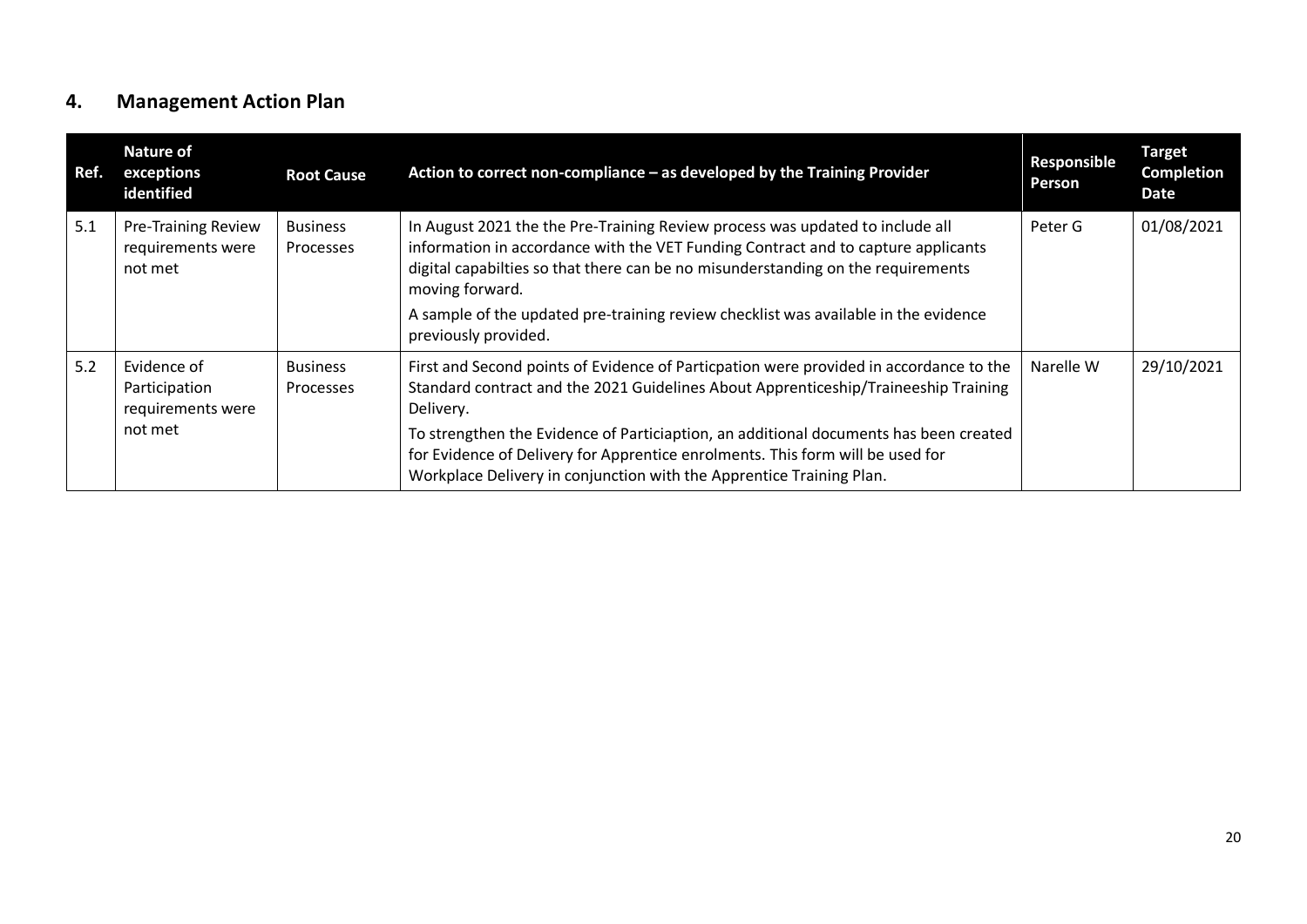## 4. Management Action Plan

| Ref. | Nature of exceptions identified | Root Cause | Action to correct non-compliance – as developed by the Training Provider | Responsible Person | Target Completion Date |
|---|---|---|---|---|---|
| 5.1 | Pre-Training Review requirements were not met | Business Processes | In August 2021 the the Pre-Training Review process was updated to include all information in accordance with the VET Funding Contract and to capture applicants digital capabilties so that there can be no misunderstanding on the requirements moving forward.<br><br>A sample of the updated pre-training review checklist was available in the evidence previously provided. | Peter G | 01/08/2021 |
| 5.2 | Evidence of Participation requirements were not met | Business Processes | First and Second points of Evidence of Particpation were provided in accordance to the Standard contract and the 2021 Guidelines About Apprenticeship/Traineeship Training Delivery.<br><br>To strengthen the Evidence of Particiaption, an additional documents has been created for Evidence of Delivery for Apprentice enrolments. This form will be used for Workplace Delivery in conjunction with the Apprentice Training Plan. | Narelle W | 29/10/2021 |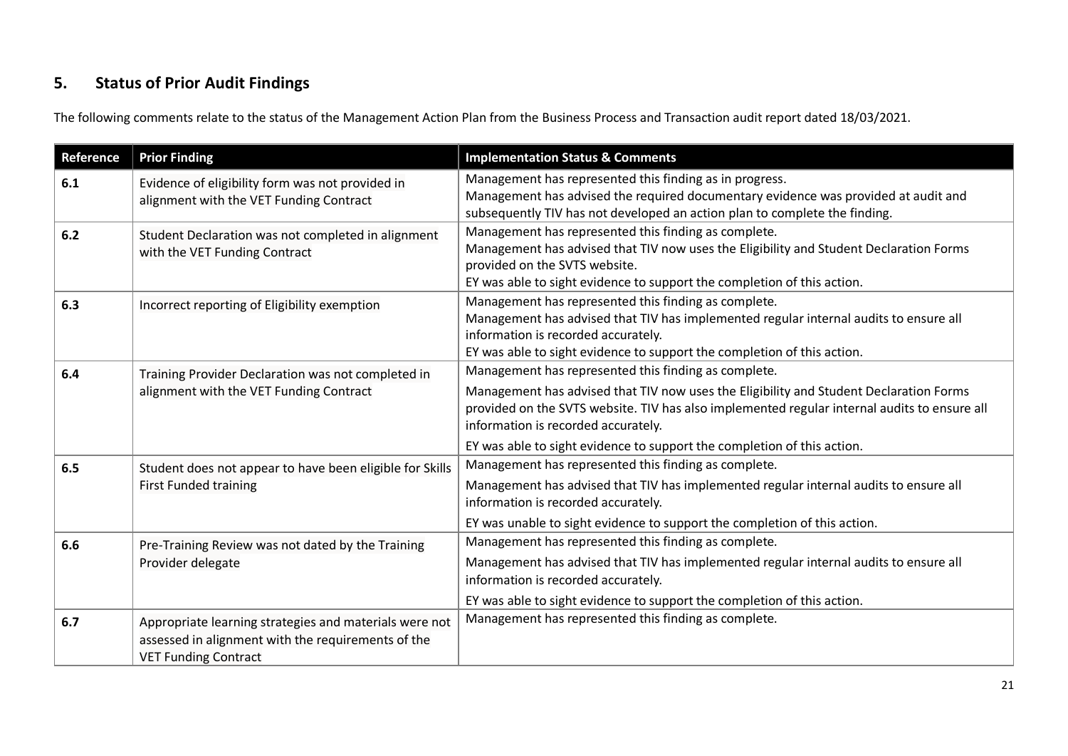## 5. Status of Prior Audit Findings

The following comments relate to the status of the Management Action Plan from the Business Process and Transaction audit report dated 18/03/2021.

| Reference | Prior Finding | Implementation Status & Comments |
|---|---|---|
| **6.1** | Evidence of eligibility form was not provided in alignment with the VET Funding Contract | Management has represented this finding as in progress.<br>Management has advised the required documentary evidence was provided at audit and subsequently TIV has not developed an action plan to complete the finding. |
| **6.2** | Student Declaration was not completed in alignment with the VET Funding Contract | Management has represented this finding as complete.<br>Management has advised that TIV now uses the Eligibility and Student Declaration Forms provided on the SVTS website.<br>EY was able to sight evidence to support the completion of this action. |
| **6.3** | Incorrect reporting of Eligibility exemption | Management has represented this finding as complete.<br>Management has advised that TIV has implemented regular internal audits to ensure all information is recorded accurately.<br>EY was able to sight evidence to support the completion of this action. |
| **6.4** | Training Provider Declaration was not completed in alignment with the VET Funding Contract | Management has represented this finding as complete.<br>Management has advised that TIV now uses the Eligibility and Student Declaration Forms provided on the SVTS website. TIV has also implemented regular internal audits to ensure all information is recorded accurately.<br>EY was able to sight evidence to support the completion of this action. |
| **6.5** | Student does not appear to have been eligible for Skills First Funded training | Management has represented this finding as complete.<br>Management has advised that TIV has implemented regular internal audits to ensure all information is recorded accurately.<br>EY was unable to sight evidence to support the completion of this action. |
| **6.6** | Pre-Training Review was not dated by the Training Provider delegate | Management has represented this finding as complete.<br>Management has advised that TIV has implemented regular internal audits to ensure all information is recorded accurately.<br>EY was able to sight evidence to support the completion of this action. |
| **6.7** | Appropriate learning strategies and materials were not assessed in alignment with the requirements of the VET Funding Contract | Management has represented this finding as complete. |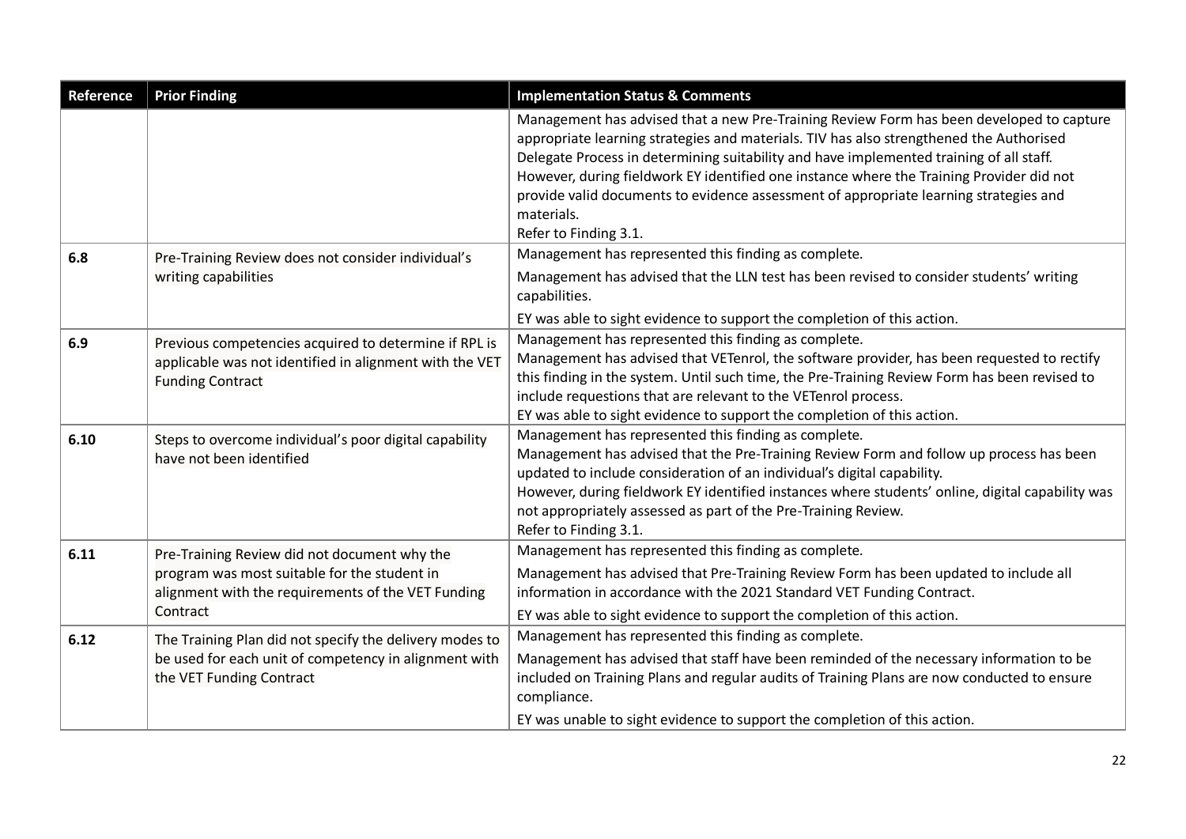| Reference | Prior Finding | Implementation Status & Comments |
|---|---|---|
| | | Management has advised that a new Pre-Training Review Form has been developed to capture appropriate learning strategies and materials. TIV has also strengthened the Authorised Delegate Process in determining suitability and have implemented training of all staff.<br>However, during fieldwork EY identified one instance where the Training Provider did not provide valid documents to evidence assessment of appropriate learning strategies and materials.<br>Refer to Finding 3.1. |
| **6.8** | Pre-Training Review does not consider individual's writing capabilities | Management has represented this finding as complete.<br>Management has advised that the LLN test has been revised to consider students' writing capabilities.<br>EY was able to sight evidence to support the completion of this action. |
| **6.9** | Previous competencies acquired to determine if RPL is applicable was not identified in alignment with the VET Funding Contract | Management has represented this finding as complete.<br>Management has advised that VETenrol, the software provider, has been requested to rectify this finding in the system. Until such time, the Pre-Training Review Form has been revised to include requestions that are relevant to the VETenrol process.<br>EY was able to sight evidence to support the completion of this action. |
| **6.10** | Steps to overcome individual's poor digital capability have not been identified | Management has represented this finding as complete.<br>Management has advised that the Pre-Training Review Form and follow up process has been updated to include consideration of an individual's digital capability.<br>However, during fieldwork EY identified instances where students' online, digital capability was not appropriately assessed as part of the Pre-Training Review.<br>Refer to Finding 3.1. |
| **6.11** | Pre-Training Review did not document why the program was most suitable for the student in alignment with the requirements of the VET Funding Contract | Management has represented this finding as complete.<br>Management has advised that Pre-Training Review Form has been updated to include all information in accordance with the 2021 Standard VET Funding Contract.<br>EY was able to sight evidence to support the completion of this action. |
| **6.12** | The Training Plan did not specify the delivery modes to be used for each unit of competency in alignment with the VET Funding Contract | Management has represented this finding as complete.<br>Management has advised that staff have been reminded of the necessary information to be included on Training Plans and regular audits of Training Plans are now conducted to ensure compliance.<br>EY was unable to sight evidence to support the completion of this action. |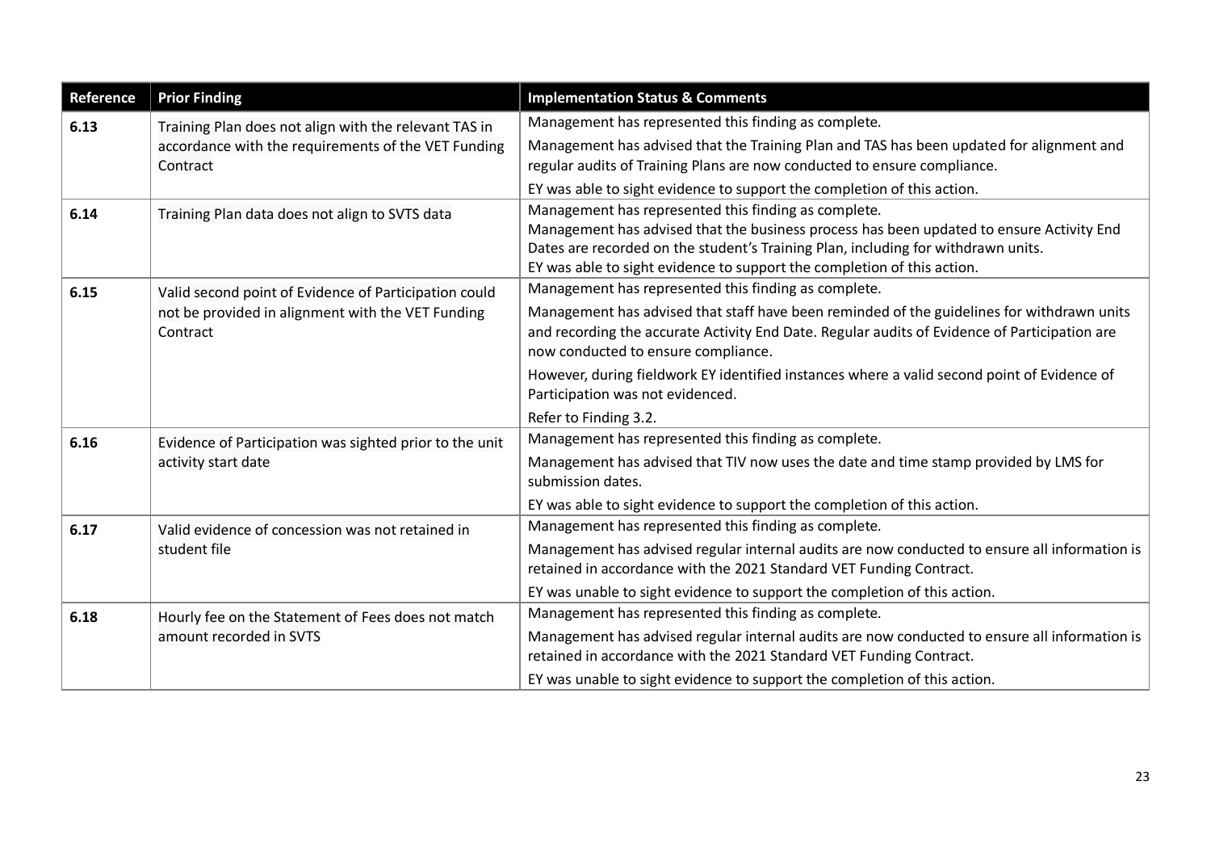| Reference | Prior Finding | Implementation Status & Comments |
|---|---|---|
| 6.13 | Training Plan does not align with the relevant TAS in accordance with the requirements of the VET Funding Contract | Management has represented this finding as complete.<br><br>Management has advised that the Training Plan and TAS has been updated for alignment and regular audits of Training Plans are now conducted to ensure compliance.<br><br>EY was able to sight evidence to support the completion of this action. |
| 6.14 | Training Plan data does not align to SVTS data | Management has represented this finding as complete.<br>Management has advised that the business process has been updated to ensure Activity End Dates are recorded on the student's Training Plan, including for withdrawn units.<br>EY was able to sight evidence to support the completion of this action. |
| 6.15 | Valid second point of Evidence of Participation could not be provided in alignment with the VET Funding Contract | Management has represented this finding as complete.<br><br>Management has advised that staff have been reminded of the guidelines for withdrawn units and recording the accurate Activity End Date. Regular audits of Evidence of Participation are now conducted to ensure compliance.<br><br>However, during fieldwork EY identified instances where a valid second point of Evidence of Participation was not evidenced.<br><br>Refer to Finding 3.2. |
| 6.16 | Evidence of Participation was sighted prior to the unit activity start date | Management has represented this finding as complete.<br><br>Management has advised that TIV now uses the date and time stamp provided by LMS for submission dates.<br><br>EY was able to sight evidence to support the completion of this action. |
| 6.17 | Valid evidence of concession was not retained in student file | Management has represented this finding as complete.<br><br>Management has advised regular internal audits are now conducted to ensure all information is retained in accordance with the 2021 Standard VET Funding Contract.<br><br>EY was unable to sight evidence to support the completion of this action. |
| 6.18 | Hourly fee on the Statement of Fees does not match amount recorded in SVTS | Management has represented this finding as complete.<br><br>Management has advised regular internal audits are now conducted to ensure all information is retained in accordance with the 2021 Standard VET Funding Contract.<br><br>EY was unable to sight evidence to support the completion of this action. |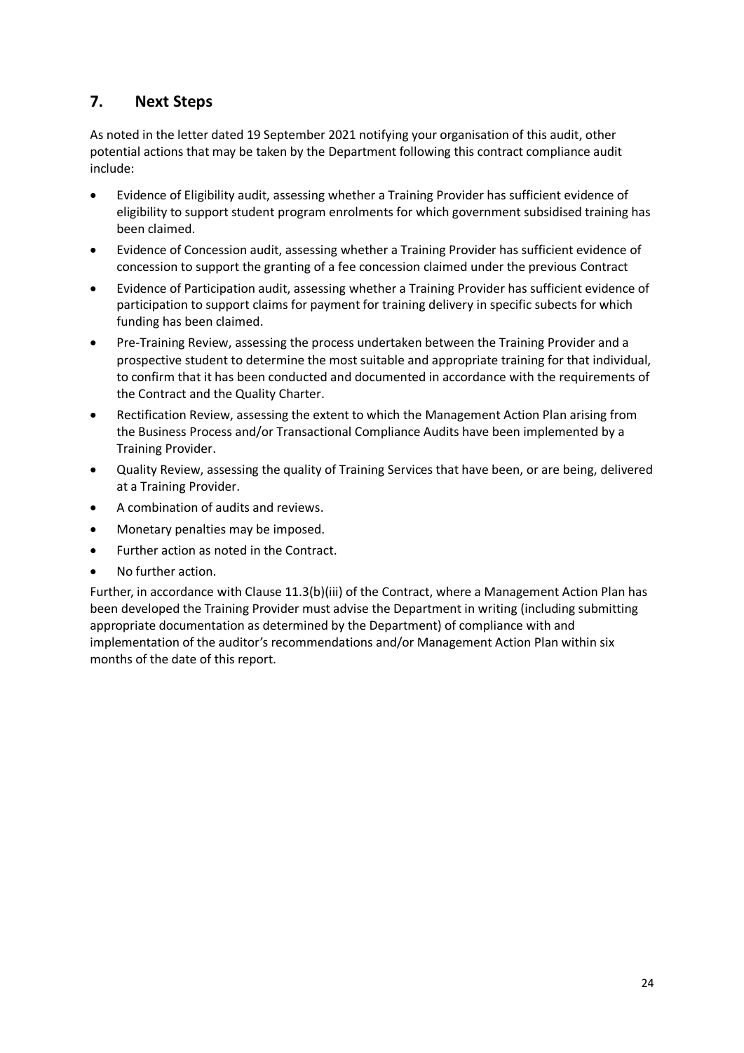## 7. Next Steps

As noted in the letter dated 19 September 2021 notifying your organisation of this audit, other potential actions that may be taken by the Department following this contract compliance audit include:

- Evidence of Eligibility audit, assessing whether a Training Provider has sufficient evidence of eligibility to support student program enrolments for which government subsidised training has been claimed.
- Evidence of Concession audit, assessing whether a Training Provider has sufficient evidence of concession to support the granting of a fee concession claimed under the previous Contract
- Evidence of Participation audit, assessing whether a Training Provider has sufficient evidence of participation to support claims for payment for training delivery in specific subects for which funding has been claimed.
- Pre-Training Review, assessing the process undertaken between the Training Provider and a prospective student to determine the most suitable and appropriate training for that individual, to confirm that it has been conducted and documented in accordance with the requirements of the Contract and the Quality Charter.
- Rectification Review, assessing the extent to which the Management Action Plan arising from the Business Process and/or Transactional Compliance Audits have been implemented by a Training Provider.
- Quality Review, assessing the quality of Training Services that have been, or are being, delivered at a Training Provider.
- A combination of audits and reviews.
- Monetary penalties may be imposed.
- Further action as noted in the Contract.
- No further action.

Further, in accordance with Clause 11.3(b)(iii) of the Contract, where a Management Action Plan has been developed the Training Provider must advise the Department in writing (including submitting appropriate documentation as determined by the Department) of compliance with and implementation of the auditor's recommendations and/or Management Action Plan within six months of the date of this report.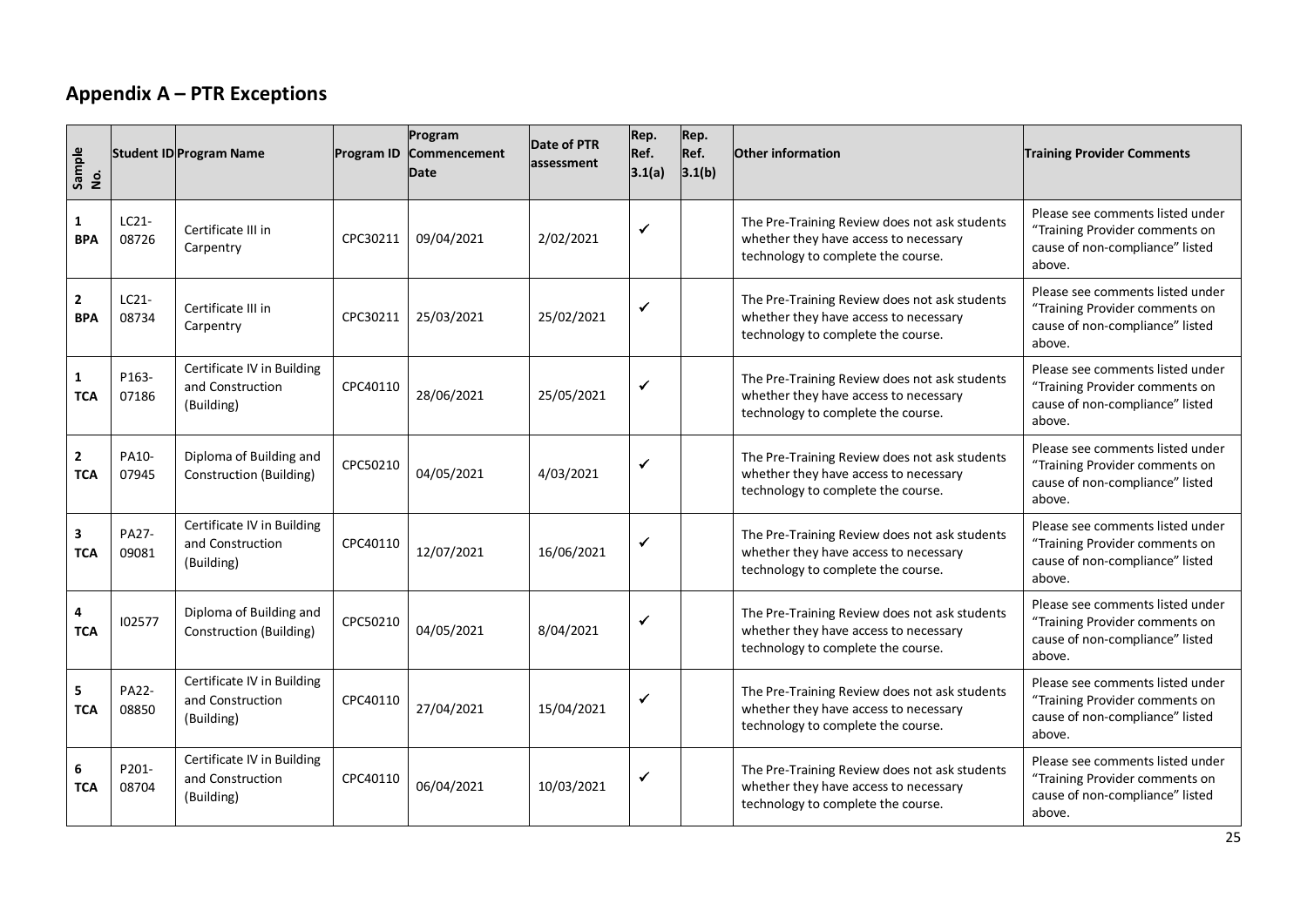## Appendix A – PTR Exceptions

| Sample No. | Student ID | Program Name | Program ID | Program Commencement Date | Date of PTR assessment | Rep. Ref. 3.1(a) | Rep. Ref. 3.1(b) | Other information | Training Provider Comments |
|---|---|---|---|---|---|---|---|---|---|
| **1 BPA** | LC21-08726 | Certificate III in Carpentry | CPC30211 | 09/04/2021 | 2/02/2021 | ✓ | | The Pre-Training Review does not ask students whether they have access to necessary technology to complete the course. | Please see comments listed under "Training Provider comments on cause of non-compliance" listed above. |
| **2 BPA** | LC21-08734 | Certificate III in Carpentry | CPC30211 | 25/03/2021 | 25/02/2021 | ✓ | | The Pre-Training Review does not ask students whether they have access to necessary technology to complete the course. | Please see comments listed under "Training Provider comments on cause of non-compliance" listed above. |
| **1 TCA** | P163-07186 | Certificate IV in Building and Construction (Building) | CPC40110 | 28/06/2021 | 25/05/2021 | ✓ | | The Pre-Training Review does not ask students whether they have access to necessary technology to complete the course. | Please see comments listed under "Training Provider comments on cause of non-compliance" listed above. |
| **2 TCA** | PA10-07945 | Diploma of Building and Construction (Building) | CPC50210 | 04/05/2021 | 4/03/2021 | ✓ | | The Pre-Training Review does not ask students whether they have access to necessary technology to complete the course. | Please see comments listed under "Training Provider comments on cause of non-compliance" listed above. |
| **3 TCA** | PA27-09081 | Certificate IV in Building and Construction (Building) | CPC40110 | 12/07/2021 | 16/06/2021 | ✓ | | The Pre-Training Review does not ask students whether they have access to necessary technology to complete the course. | Please see comments listed under "Training Provider comments on cause of non-compliance" listed above. |
| **4 TCA** | I02577 | Diploma of Building and Construction (Building) | CPC50210 | 04/05/2021 | 8/04/2021 | ✓ | | The Pre-Training Review does not ask students whether they have access to necessary technology to complete the course. | Please see comments listed under "Training Provider comments on cause of non-compliance" listed above. |
| **5 TCA** | PA22-08850 | Certificate IV in Building and Construction (Building) | CPC40110 | 27/04/2021 | 15/04/2021 | ✓ | | The Pre-Training Review does not ask students whether they have access to necessary technology to complete the course. | Please see comments listed under "Training Provider comments on cause of non-compliance" listed above. |
| **6 TCA** | P201-08704 | Certificate IV in Building and Construction (Building) | CPC40110 | 06/04/2021 | 10/03/2021 | ✓ | | The Pre-Training Review does not ask students whether they have access to necessary technology to complete the course. | Please see comments listed under "Training Provider comments on cause of non-compliance" listed above. |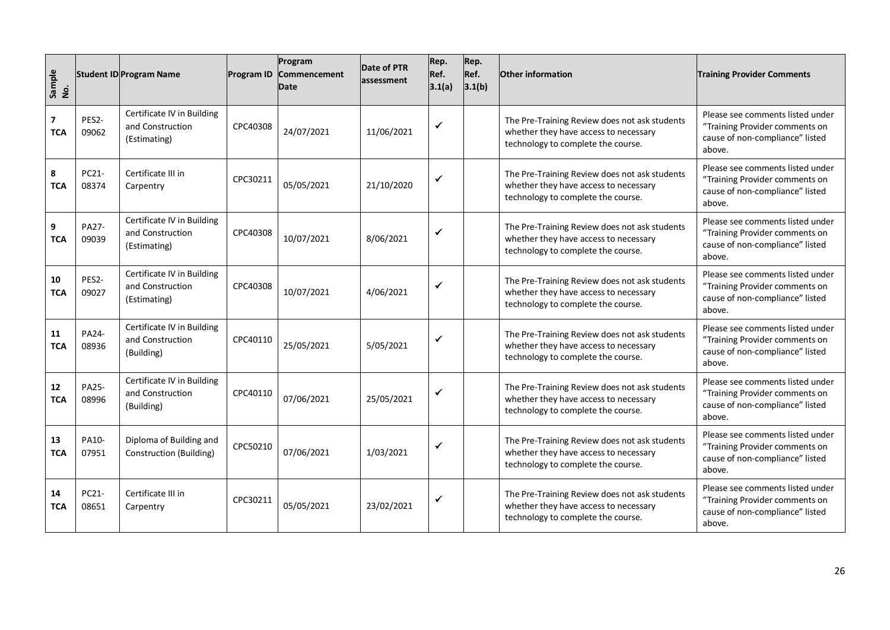| Sample No. | Student ID | Program Name | Program ID | Program Commencement Date | Date of PTR assessment | Rep. Ref. 3.1(a) | Rep. Ref. 3.1(b) | Other information | Training Provider Comments |
|---|---|---|---|---|---|---|---|---|---|
| **7 TCA** | PES2-09062 | Certificate IV in Building and Construction (Estimating) | CPC40308 | 24/07/2021 | 11/06/2021 | ✓ | | The Pre-Training Review does not ask students whether they have access to necessary technology to complete the course. | Please see comments listed under "Training Provider comments on cause of non-compliance" listed above. |
| **8 TCA** | PC21-08374 | Certificate III in Carpentry | CPC30211 | 05/05/2021 | 21/10/2020 | ✓ | | The Pre-Training Review does not ask students whether they have access to necessary technology to complete the course. | Please see comments listed under "Training Provider comments on cause of non-compliance" listed above. |
| **9 TCA** | PA27-09039 | Certificate IV in Building and Construction (Estimating) | CPC40308 | 10/07/2021 | 8/06/2021 | ✓ | | The Pre-Training Review does not ask students whether they have access to necessary technology to complete the course. | Please see comments listed under "Training Provider comments on cause of non-compliance" listed above. |
| **10 TCA** | PES2-09027 | Certificate IV in Building and Construction (Estimating) | CPC40308 | 10/07/2021 | 4/06/2021 | ✓ | | The Pre-Training Review does not ask students whether they have access to necessary technology to complete the course. | Please see comments listed under "Training Provider comments on cause of non-compliance" listed above. |
| **11 TCA** | PA24-08936 | Certificate IV in Building and Construction (Building) | CPC40110 | 25/05/2021 | 5/05/2021 | ✓ | | The Pre-Training Review does not ask students whether they have access to necessary technology to complete the course. | Please see comments listed under "Training Provider comments on cause of non-compliance" listed above. |
| **12 TCA** | PA25-08996 | Certificate IV in Building and Construction (Building) | CPC40110 | 07/06/2021 | 25/05/2021 | ✓ | | The Pre-Training Review does not ask students whether they have access to necessary technology to complete the course. | Please see comments listed under "Training Provider comments on cause of non-compliance" listed above. |
| **13 TCA** | PA10-07951 | Diploma of Building and Construction (Building) | CPC50210 | 07/06/2021 | 1/03/2021 | ✓ | | The Pre-Training Review does not ask students whether they have access to necessary technology to complete the course. | Please see comments listed under "Training Provider comments on cause of non-compliance" listed above. |
| **14 TCA** | PC21-08651 | Certificate III in Carpentry | CPC30211 | 05/05/2021 | 23/02/2021 | ✓ | | The Pre-Training Review does not ask students whether they have access to necessary technology to complete the course. | Please see comments listed under "Training Provider comments on cause of non-compliance" listed above. |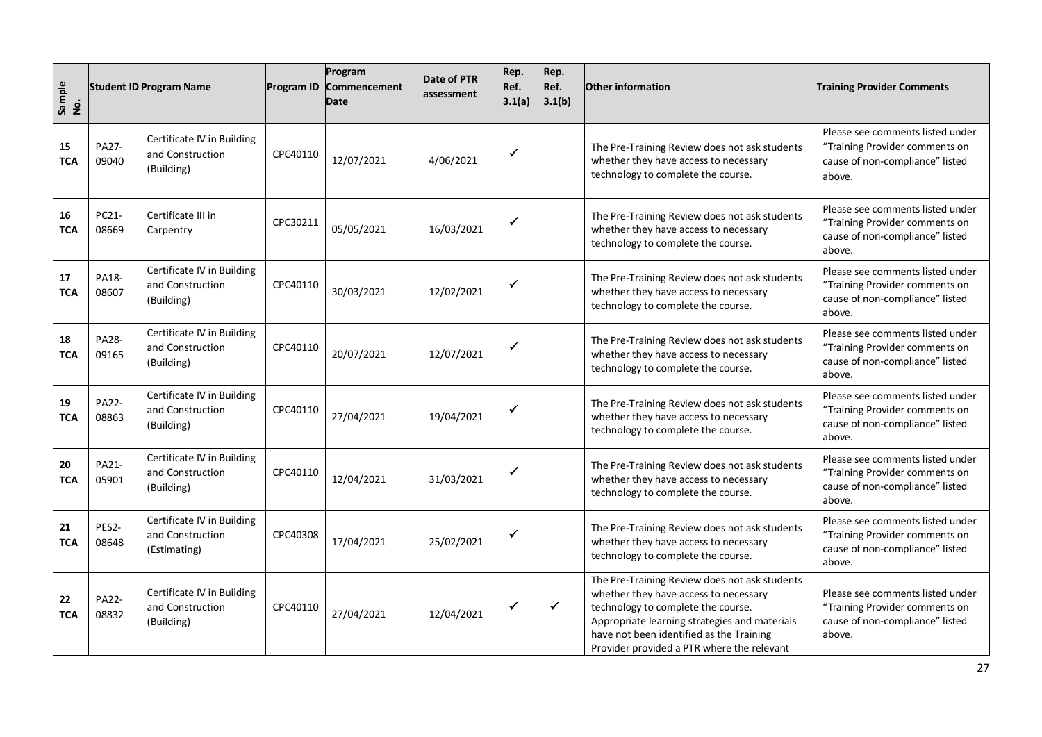| Sample No. | Student ID | Program Name | Program ID | Program Commencement Date | Date of PTR assessment | Rep. Ref. 3.1(a) | Rep. Ref. 3.1(b) | Other information | Training Provider Comments |
|---|---|---|---|---|---|---|---|---|---|
| **15 TCA** | PA27-09040 | Certificate IV in Building and Construction (Building) | CPC40110 | 12/07/2021 | 4/06/2021 | ✓ | | The Pre-Training Review does not ask students whether they have access to necessary technology to complete the course. | Please see comments listed under "Training Provider comments on cause of non-compliance" listed above. |
| **16 TCA** | PC21-08669 | Certificate III in Carpentry | CPC30211 | 05/05/2021 | 16/03/2021 | ✓ | | The Pre-Training Review does not ask students whether they have access to necessary technology to complete the course. | Please see comments listed under "Training Provider comments on cause of non-compliance" listed above. |
| **17 TCA** | PA18-08607 | Certificate IV in Building and Construction (Building) | CPC40110 | 30/03/2021 | 12/02/2021 | ✓ | | The Pre-Training Review does not ask students whether they have access to necessary technology to complete the course. | Please see comments listed under "Training Provider comments on cause of non-compliance" listed above. |
| **18 TCA** | PA28-09165 | Certificate IV in Building and Construction (Building) | CPC40110 | 20/07/2021 | 12/07/2021 | ✓ | | The Pre-Training Review does not ask students whether they have access to necessary technology to complete the course. | Please see comments listed under "Training Provider comments on cause of non-compliance" listed above. |
| **19 TCA** | PA22-08863 | Certificate IV in Building and Construction (Building) | CPC40110 | 27/04/2021 | 19/04/2021 | ✓ | | The Pre-Training Review does not ask students whether they have access to necessary technology to complete the course. | Please see comments listed under "Training Provider comments on cause of non-compliance" listed above. |
| **20 TCA** | PA21-05901 | Certificate IV in Building and Construction (Building) | CPC40110 | 12/04/2021 | 31/03/2021 | ✓ | | The Pre-Training Review does not ask students whether they have access to necessary technology to complete the course. | Please see comments listed under "Training Provider comments on cause of non-compliance" listed above. |
| **21 TCA** | PES2-08648 | Certificate IV in Building and Construction (Estimating) | CPC40308 | 17/04/2021 | 25/02/2021 | ✓ | | The Pre-Training Review does not ask students whether they have access to necessary technology to complete the course. | Please see comments listed under "Training Provider comments on cause of non-compliance" listed above. |
| **22 TCA** | PA22-08832 | Certificate IV in Building and Construction (Building) | CPC40110 | 27/04/2021 | 12/04/2021 | ✓ | ✓ | The Pre-Training Review does not ask students whether they have access to necessary technology to complete the course. Appropriate learning strategies and materials have not been identified as the Training Provider provided a PTR where the relevant | Please see comments listed under "Training Provider comments on cause of non-compliance" listed above. |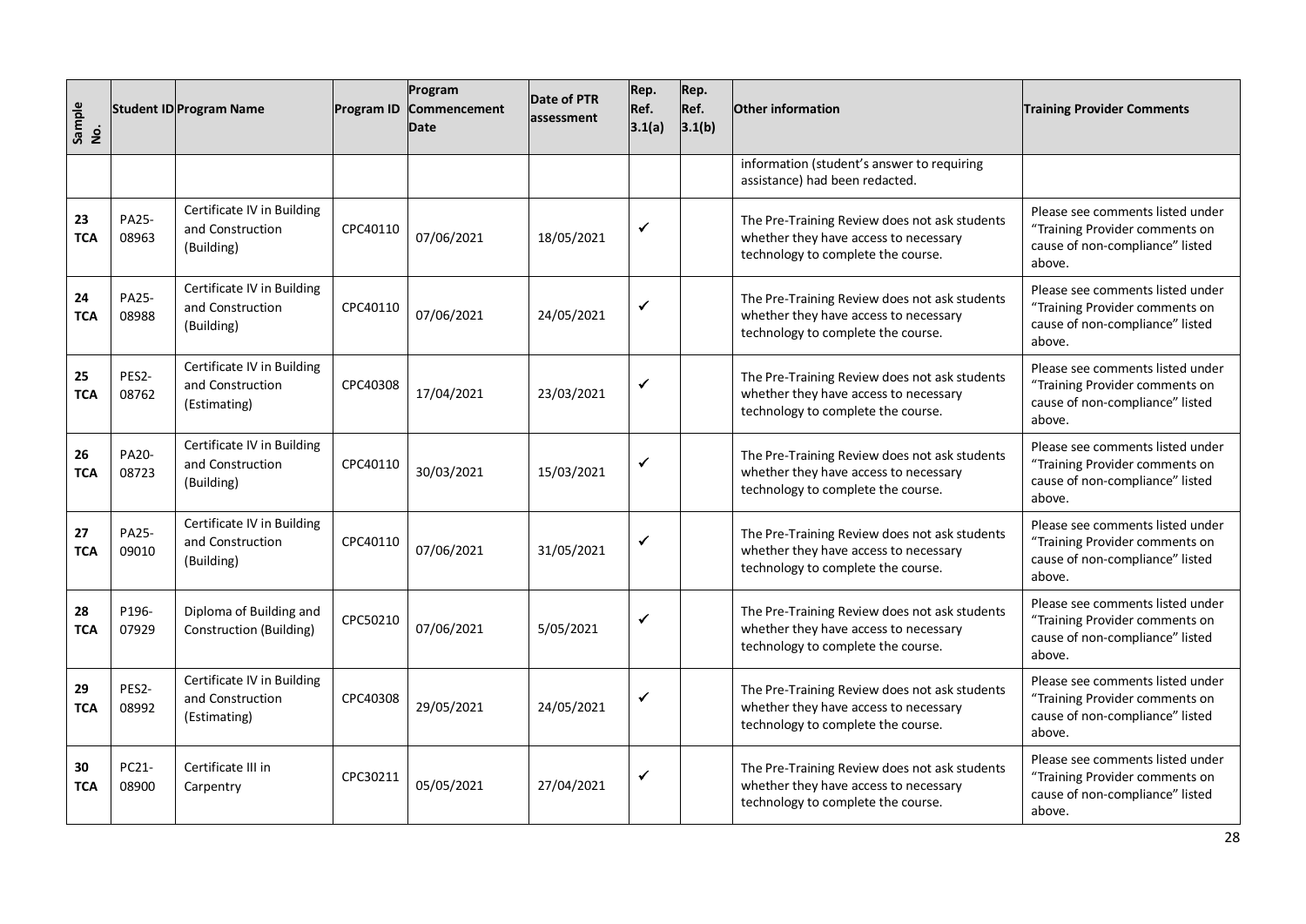| Sample No. | Student ID | Program Name | Program ID | Program Commencement Date | Date of PTR assessment | Rep. Ref. 3.1(a) | Rep. Ref. 3.1(b) | Other information | Training Provider Comments |
|---|---|---|---|---|---|---|---|---|---|
| | | | | | | | | information (student's answer to requiring assistance) had been redacted. | |
| **23 TCA** | PA25-08963 | Certificate IV in Building and Construction (Building) | CPC40110 | 07/06/2021 | 18/05/2021 | ✓ | | The Pre-Training Review does not ask students whether they have access to necessary technology to complete the course. | Please see comments listed under "Training Provider comments on cause of non-compliance" listed above. |
| **24 TCA** | PA25-08988 | Certificate IV in Building and Construction (Building) | CPC40110 | 07/06/2021 | 24/05/2021 | ✓ | | The Pre-Training Review does not ask students whether they have access to necessary technology to complete the course. | Please see comments listed under "Training Provider comments on cause of non-compliance" listed above. |
| **25 TCA** | PES2-08762 | Certificate IV in Building and Construction (Estimating) | CPC40308 | 17/04/2021 | 23/03/2021 | ✓ | | The Pre-Training Review does not ask students whether they have access to necessary technology to complete the course. | Please see comments listed under "Training Provider comments on cause of non-compliance" listed above. |
| **26 TCA** | PA20-08723 | Certificate IV in Building and Construction (Building) | CPC40110 | 30/03/2021 | 15/03/2021 | ✓ | | The Pre-Training Review does not ask students whether they have access to necessary technology to complete the course. | Please see comments listed under "Training Provider comments on cause of non-compliance" listed above. |
| **27 TCA** | PA25-09010 | Certificate IV in Building and Construction (Building) | CPC40110 | 07/06/2021 | 31/05/2021 | ✓ | | The Pre-Training Review does not ask students whether they have access to necessary technology to complete the course. | Please see comments listed under "Training Provider comments on cause of non-compliance" listed above. |
| **28 TCA** | P196-07929 | Diploma of Building and Construction (Building) | CPC50210 | 07/06/2021 | 5/05/2021 | ✓ | | The Pre-Training Review does not ask students whether they have access to necessary technology to complete the course. | Please see comments listed under "Training Provider comments on cause of non-compliance" listed above. |
| **29 TCA** | PES2-08992 | Certificate IV in Building and Construction (Estimating) | CPC40308 | 29/05/2021 | 24/05/2021 | ✓ | | The Pre-Training Review does not ask students whether they have access to necessary technology to complete the course. | Please see comments listed under "Training Provider comments on cause of non-compliance" listed above. |
| **30 TCA** | PC21-08900 | Certificate III in Carpentry | CPC30211 | 05/05/2021 | 27/04/2021 | ✓ | | The Pre-Training Review does not ask students whether they have access to necessary technology to complete the course. | Please see comments listed under "Training Provider comments on cause of non-compliance" listed above. |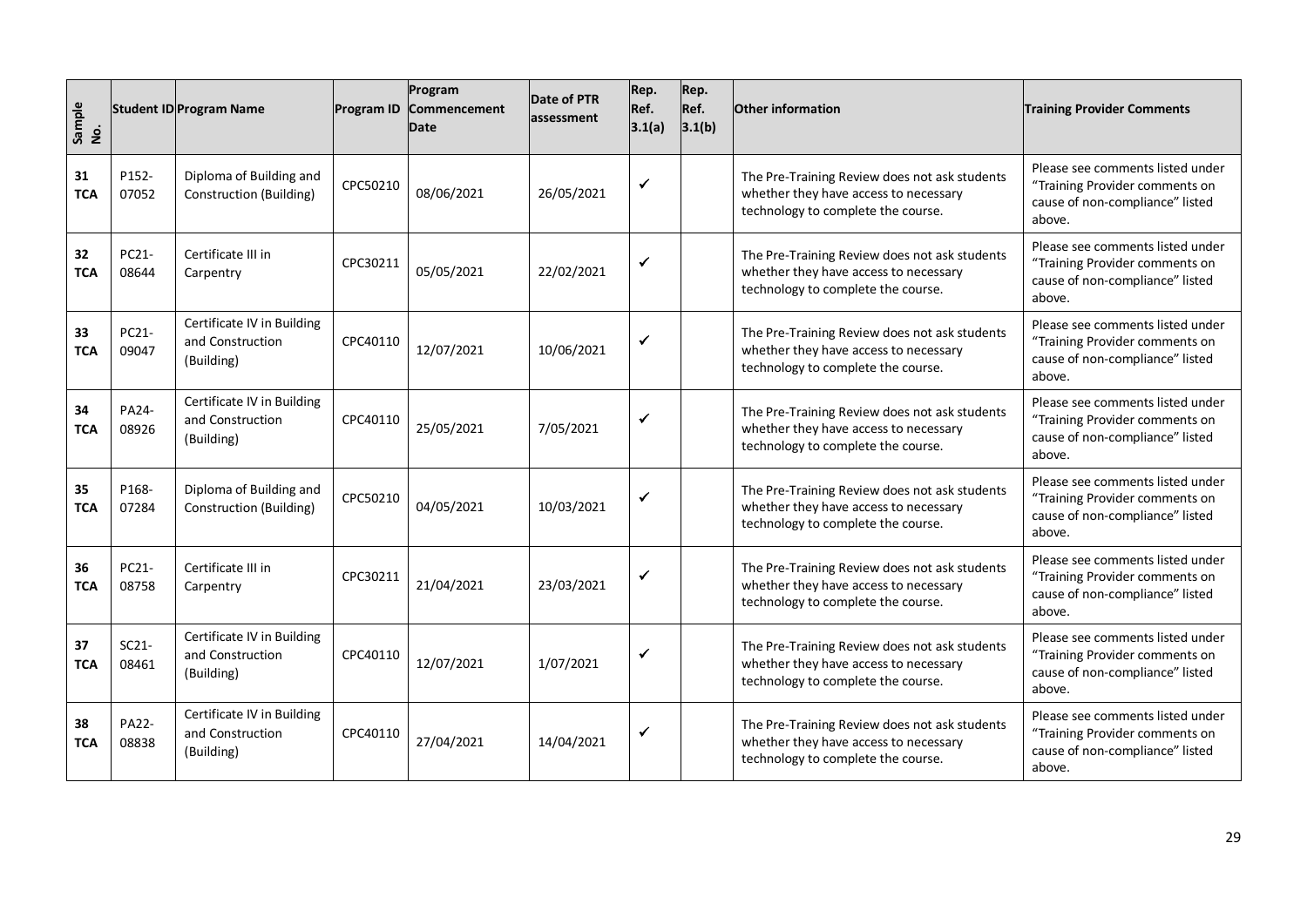| Sample No. | Student ID | Program Name | Program ID | Program Commencement Date | Date of PTR assessment | Rep. Ref. 3.1(a) | Rep. Ref. 3.1(b) | Other information | Training Provider Comments |
|---|---|---|---|---|---|---|---|---|---|
| **31 TCA** | P152-07052 | Diploma of Building and Construction (Building) | CPC50210 | 08/06/2021 | 26/05/2021 | ✓ | | The Pre-Training Review does not ask students whether they have access to necessary technology to complete the course. | Please see comments listed under "Training Provider comments on cause of non-compliance" listed above. |
| **32 TCA** | PC21-08644 | Certificate III in Carpentry | CPC30211 | 05/05/2021 | 22/02/2021 | ✓ | | The Pre-Training Review does not ask students whether they have access to necessary technology to complete the course. | Please see comments listed under "Training Provider comments on cause of non-compliance" listed above. |
| **33 TCA** | PC21-09047 | Certificate IV in Building and Construction (Building) | CPC40110 | 12/07/2021 | 10/06/2021 | ✓ | | The Pre-Training Review does not ask students whether they have access to necessary technology to complete the course. | Please see comments listed under "Training Provider comments on cause of non-compliance" listed above. |
| **34 TCA** | PA24-08926 | Certificate IV in Building and Construction (Building) | CPC40110 | 25/05/2021 | 7/05/2021 | ✓ | | The Pre-Training Review does not ask students whether they have access to necessary technology to complete the course. | Please see comments listed under "Training Provider comments on cause of non-compliance" listed above. |
| **35 TCA** | P168-07284 | Diploma of Building and Construction (Building) | CPC50210 | 04/05/2021 | 10/03/2021 | ✓ | | The Pre-Training Review does not ask students whether they have access to necessary technology to complete the course. | Please see comments listed under "Training Provider comments on cause of non-compliance" listed above. |
| **36 TCA** | PC21-08758 | Certificate III in Carpentry | CPC30211 | 21/04/2021 | 23/03/2021 | ✓ | | The Pre-Training Review does not ask students whether they have access to necessary technology to complete the course. | Please see comments listed under "Training Provider comments on cause of non-compliance" listed above. |
| **37 TCA** | SC21-08461 | Certificate IV in Building and Construction (Building) | CPC40110 | 12/07/2021 | 1/07/2021 | ✓ | | The Pre-Training Review does not ask students whether they have access to necessary technology to complete the course. | Please see comments listed under "Training Provider comments on cause of non-compliance" listed above. |
| **38 TCA** | PA22-08838 | Certificate IV in Building and Construction (Building) | CPC40110 | 27/04/2021 | 14/04/2021 | ✓ | | The Pre-Training Review does not ask students whether they have access to necessary technology to complete the course. | Please see comments listed under "Training Provider comments on cause of non-compliance" listed above. |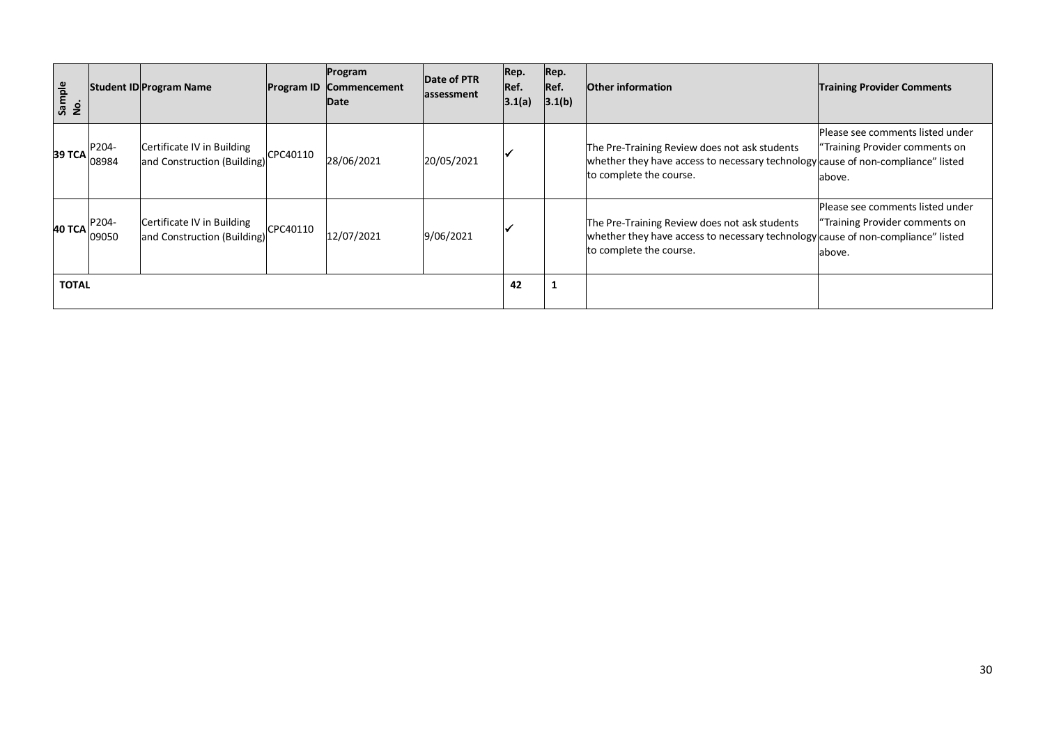| Sample No. | Student ID | Program Name | Program ID | Program Commencement Date | Date of PTR assessment | Rep. Ref. 3.1(a) | Rep. Ref. 3.1(b) | Other information | Training Provider Comments |
|---|---|---|---|---|---|---|---|---|---|
| **39 TCA** | P204-08984 | Certificate IV in Building and Construction (Building) | CPC40110 | 28/06/2021 | 20/05/2021 | ✓ | | The Pre-Training Review does not ask students whether they have access to necessary technology to complete the course. | Please see comments listed under "Training Provider comments on cause of non-compliance" listed above. |
| **40 TCA** | P204-09050 | Certificate IV in Building and Construction (Building) | CPC40110 | 12/07/2021 | 9/06/2021 | ✓ | | The Pre-Training Review does not ask students whether they have access to necessary technology to complete the course. | Please see comments listed under "Training Provider comments on cause of non-compliance" listed above. |
| **TOTAL** | | | | | | **42** | **1** | | |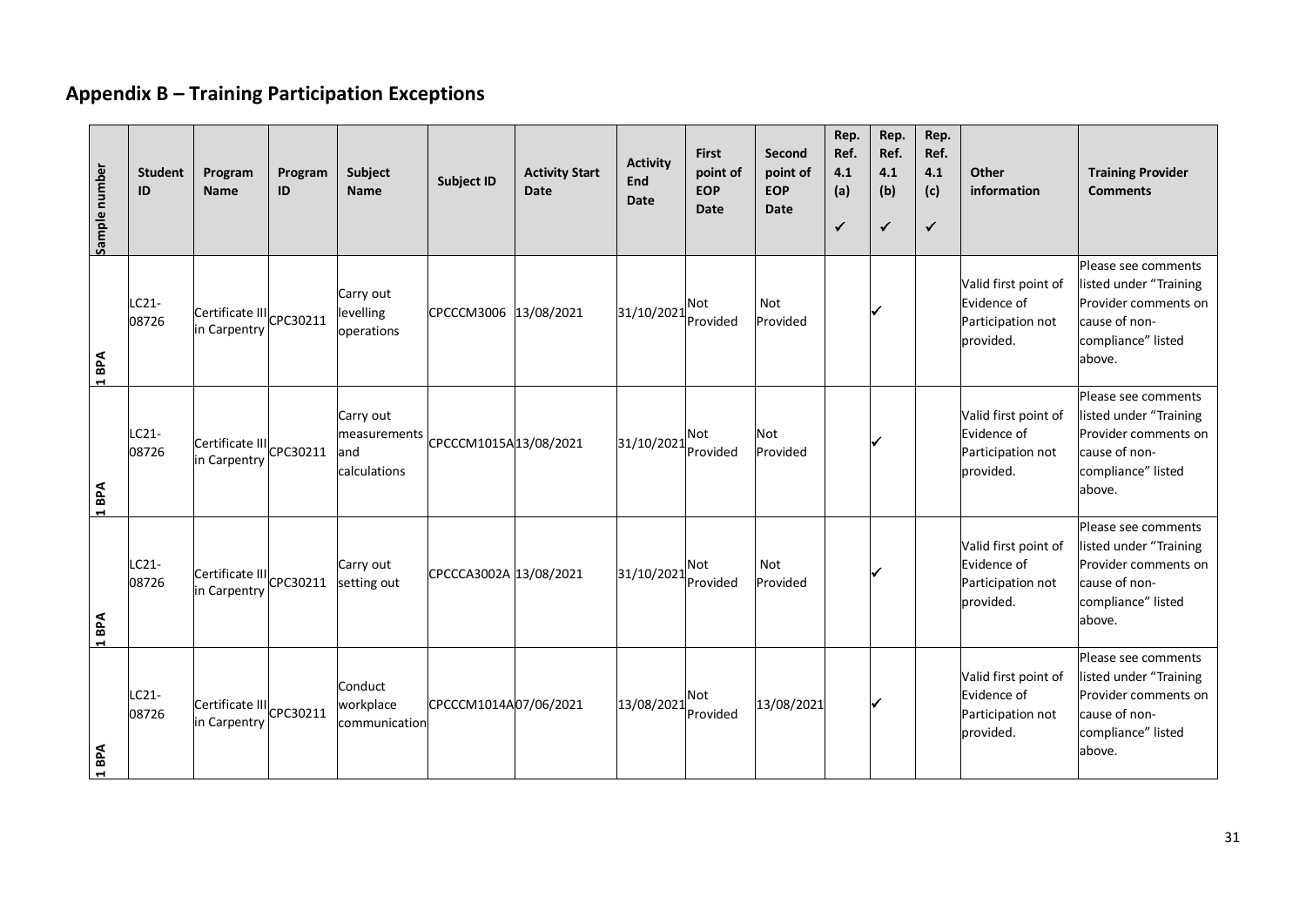## Appendix B – Training Participation Exceptions

| Sample number | Student ID | Program Name | Program ID | Subject Name | Subject ID | Activity Start Date | Activity End Date | First point of EOP Date | Second point of EOP Date | Rep. Ref. 4.1 (a) ✓ | Rep. Ref. 4.1 (b) ✓ | Rep. Ref. 4.1 (c) ✓ | Other information | Training Provider Comments |
|---|---|---|---|---|---|---|---|---|---|---|---|---|---|---|
| 1 BPA | LC21-08726 | Certificate III in Carpentry | CPC30211 | Carry out levelling operations | CPCCCM3006 | 13/08/2021 | 31/10/2021 | Not Provided | Not Provided | | ✓ | | Valid first point of Evidence of Participation not provided. | Please see comments listed under "Training Provider comments on cause of non-compliance" listed above. |
| 1 BPA | LC21-08726 | Certificate III in Carpentry | CPC30211 | Carry out measurements and calculations | CPCCCM1015A | 13/08/2021 | 31/10/2021 | Not Provided | Not Provided | | ✓ | | Valid first point of Evidence of Participation not provided. | Please see comments listed under "Training Provider comments on cause of non-compliance" listed above. |
| 1 BPA | LC21-08726 | Certificate III in Carpentry | CPC30211 | Carry out setting out | CPCCCA3002A | 13/08/2021 | 31/10/2021 | Not Provided | Not Provided | | ✓ | | Valid first point of Evidence of Participation not provided. | Please see comments listed under "Training Provider comments on cause of non-compliance" listed above. |
| 1 BPA | LC21-08726 | Certificate III in Carpentry | CPC30211 | Conduct workplace communication | CPCCCM1014A | 07/06/2021 | 13/08/2021 | Not Provided | 13/08/2021 | | ✓ | | Valid first point of Evidence of Participation not provided. | Please see comments listed under "Training Provider comments on cause of non-compliance" listed above. |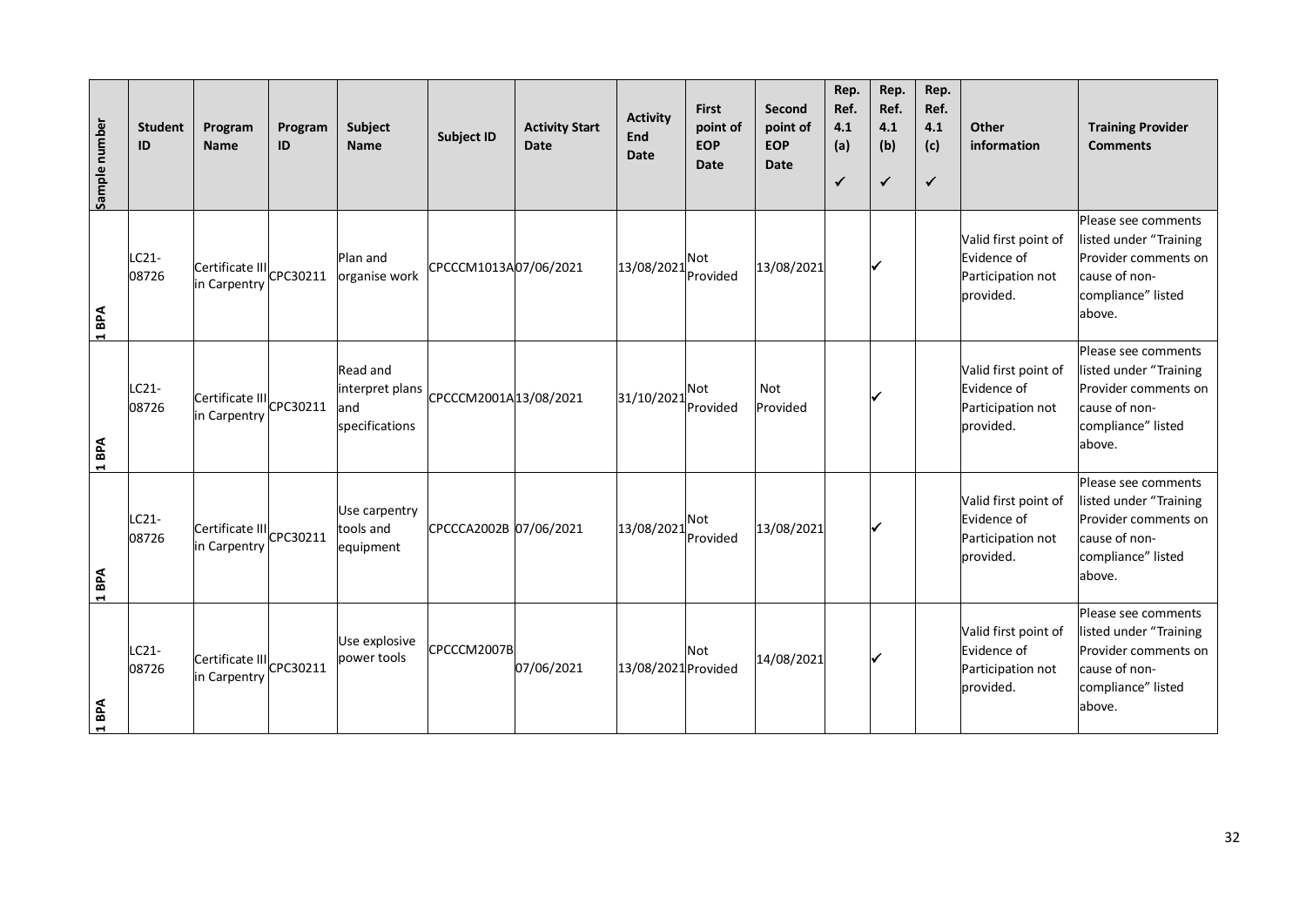| Sample number | Student ID | Program Name | Program ID | Subject Name | Subject ID | Activity Start Date | Activity End Date | First point of EOP Date | Second point of EOP Date | Rep. Ref. 4.1 (a) ✓ | Rep. Ref. 4.1 (b) ✓ | Rep. Ref. 4.1 (c) ✓ | Other information | Training Provider Comments |
|---|---|---|---|---|---|---|---|---|---|---|---|---|---|---|
| 1 BPA | LC21-08726 | Certificate III in Carpentry | CPC30211 | Plan and organise work | CPCCCM1013A | 07/06/2021 | 13/08/2021 | Not Provided | 13/08/2021 | | ✓ | | Valid first point of Evidence of Participation not provided. | Please see comments listed under "Training Provider comments on cause of non-compliance" listed above. |
| 1 BPA | LC21-08726 | Certificate III in Carpentry | CPC30211 | Read and interpret plans and specifications | CPCCCM2001A | 13/08/2021 | 31/10/2021 | Not Provided | Not Provided | | ✓ | | Valid first point of Evidence of Participation not provided. | Please see comments listed under "Training Provider comments on cause of non-compliance" listed above. |
| 1 BPA | LC21-08726 | Certificate III in Carpentry | CPC30211 | Use carpentry tools and equipment | CPCCCA2002B | 07/06/2021 | 13/08/2021 | Not Provided | 13/08/2021 | | ✓ | | Valid first point of Evidence of Participation not provided. | Please see comments listed under "Training Provider comments on cause of non-compliance" listed above. |
| 1 BPA | LC21-08726 | Certificate III in Carpentry | CPC30211 | Use explosive power tools | CPCCCM2007B | 07/06/2021 | 13/08/2021 | Not Provided | 14/08/2021 | | ✓ | | Valid first point of Evidence of Participation not provided. | Please see comments listed under "Training Provider comments on cause of non-compliance" listed above. |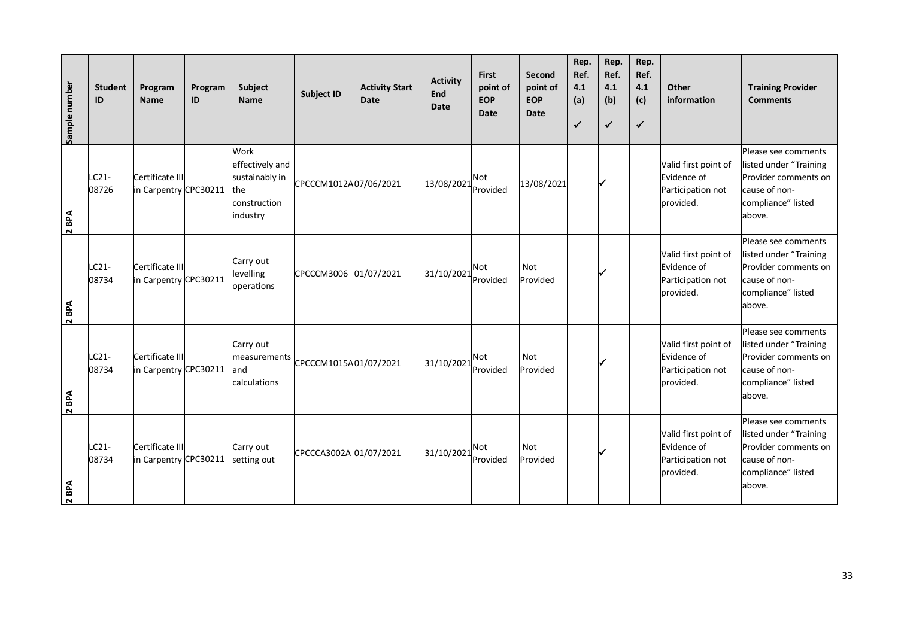| Sample number | Student ID | Program Name | Program ID | Subject Name | Subject ID | Activity Start Date | Activity End Date | First point of EOP Date | Second point of EOP Date | Rep. Ref. 4.1 (a) ✓ | Rep. Ref. 4.1 (b) ✓ | Rep. Ref. 4.1 (c) ✓ | Other information | Training Provider Comments |
|---|---|---|---|---|---|---|---|---|---|---|---|---|---|---|
| 2 BPA | LC21-08726 | Certificate III in Carpentry | CPC30211 | Work effectively and sustainably in the construction industry | CPCCCM1012A | 07/06/2021 | 13/08/2021 | Not Provided | 13/08/2021 | | ✓ | | Valid first point of Evidence of Participation not provided. | Please see comments listed under "Training Provider comments on cause of non-compliance" listed above. |
| 2 BPA | LC21-08734 | Certificate III in Carpentry | CPC30211 | Carry out levelling operations | CPCCCM3006 | 01/07/2021 | 31/10/2021 | Not Provided | Not Provided | | ✓ | | Valid first point of Evidence of Participation not provided. | Please see comments listed under "Training Provider comments on cause of non-compliance" listed above. |
| 2 BPA | LC21-08734 | Certificate III in Carpentry | CPC30211 | Carry out measurements and calculations | CPCCCM1015A | 01/07/2021 | 31/10/2021 | Not Provided | Not Provided | | ✓ | | Valid first point of Evidence of Participation not provided. | Please see comments listed under "Training Provider comments on cause of non-compliance" listed above. |
| 2 BPA | LC21-08734 | Certificate III in Carpentry | CPC30211 | Carry out setting out | CPCCCA3002A | 01/07/2021 | 31/10/2021 | Not Provided | Not Provided | | ✓ | | Valid first point of Evidence of Participation not provided. | Please see comments listed under "Training Provider comments on cause of non-compliance" listed above. |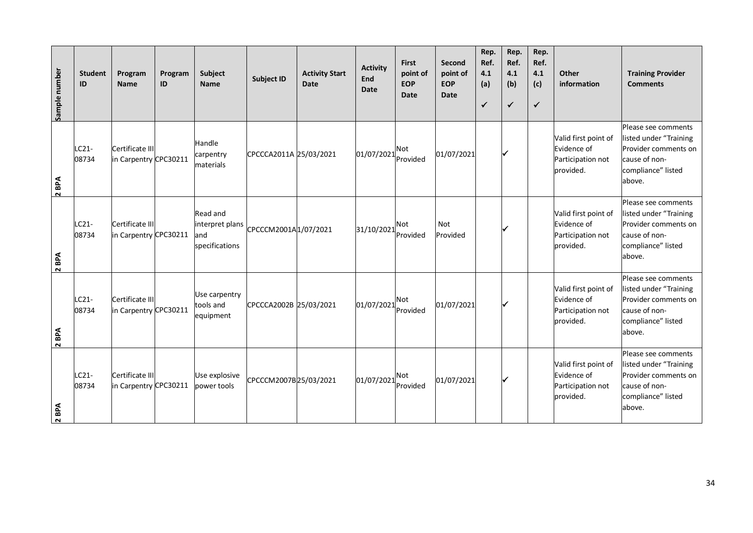| Sample number | Student ID | Program Name | Program ID | Subject Name | Subject ID | Activity Start Date | Activity End Date | First point of EOP Date | Second point of EOP Date | Rep. Ref. 4.1 (a) ✓ | Rep. Ref. 4.1 (b) ✓ | Rep. Ref. 4.1 (c) ✓ | Other information | Training Provider Comments |
|---|---|---|---|---|---|---|---|---|---|---|---|---|---|---|
| 2 BPA | LC21-08734 | Certificate III in Carpentry | CPC30211 | Handle carpentry materials | CPCCCA2011A | 25/03/2021 | 01/07/2021 | Not Provided | 01/07/2021 | | ✓ | | Valid first point of Evidence of Participation not provided. | Please see comments listed under "Training Provider comments on cause of non-compliance" listed above. |
| 2 BPA | LC21-08734 | Certificate III in Carpentry | CPC30211 | Read and interpret plans and specifications | CPCCCM2001A | 1/07/2021 | 31/10/2021 | Not Provided | Not Provided | | ✓ | | Valid first point of Evidence of Participation not provided. | Please see comments listed under "Training Provider comments on cause of non-compliance" listed above. |
| 2 BPA | LC21-08734 | Certificate III in Carpentry | CPC30211 | Use carpentry tools and equipment | CPCCCA2002B | 25/03/2021 | 01/07/2021 | Not Provided | 01/07/2021 | | ✓ | | Valid first point of Evidence of Participation not provided. | Please see comments listed under "Training Provider comments on cause of non-compliance" listed above. |
| 2 BPA | LC21-08734 | Certificate III in Carpentry | CPC30211 | Use explosive power tools | CPCCCM2007B | 25/03/2021 | 01/07/2021 | Not Provided | 01/07/2021 | | ✓ | | Valid first point of Evidence of Participation not provided. | Please see comments listed under "Training Provider comments on cause of non-compliance" listed above. |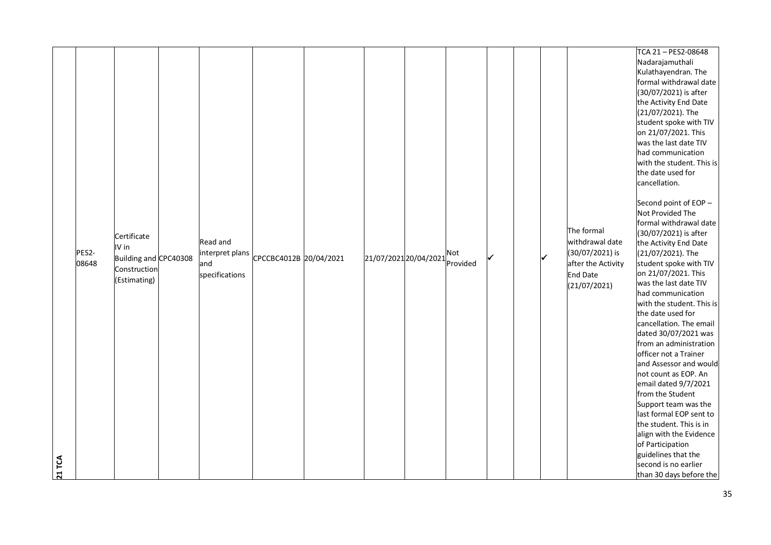| 21 TCA | PES2-08648 | Certificate IV in Building and Construction (Estimating) | CPC40308 | Read and interpret plans and specifications | CPCCBC4012B | 20/04/2021 | | 21/07/2021 | 20/04/2021 | Not Provided | ✓ | | ✓ | The formal withdrawal date (30/07/2021) is after the Activity End Date (21/07/2021) | TCA 21 – PES2-08648 Nadarajamuthali Kulathayendran. The formal withdrawal date (30/07/2021) is after the Activity End Date (21/07/2021). The student spoke with TIV on 21/07/2021. This was the last date TIV had communication with the student. This is the date used for cancellation.<br><br>Second point of EOP – Not Provided The formal withdrawal date (30/07/2021) is after the Activity End Date (21/07/2021). The student spoke with TIV on 21/07/2021. This was the last date TIV had communication with the student. This is the date used for cancellation. The email dated 30/07/2021 was from an administration officer not a Trainer and Assessor and would not count as EOP. An email dated 9/7/2021 from the Student Support team was the last formal EOP sent to the student. This is in align with the Evidence of Participation guidelines that the second is no earlier than 30 days before the |
|---|---|---|---|---|---|---|---|---|---|---|---|---|---|---|---|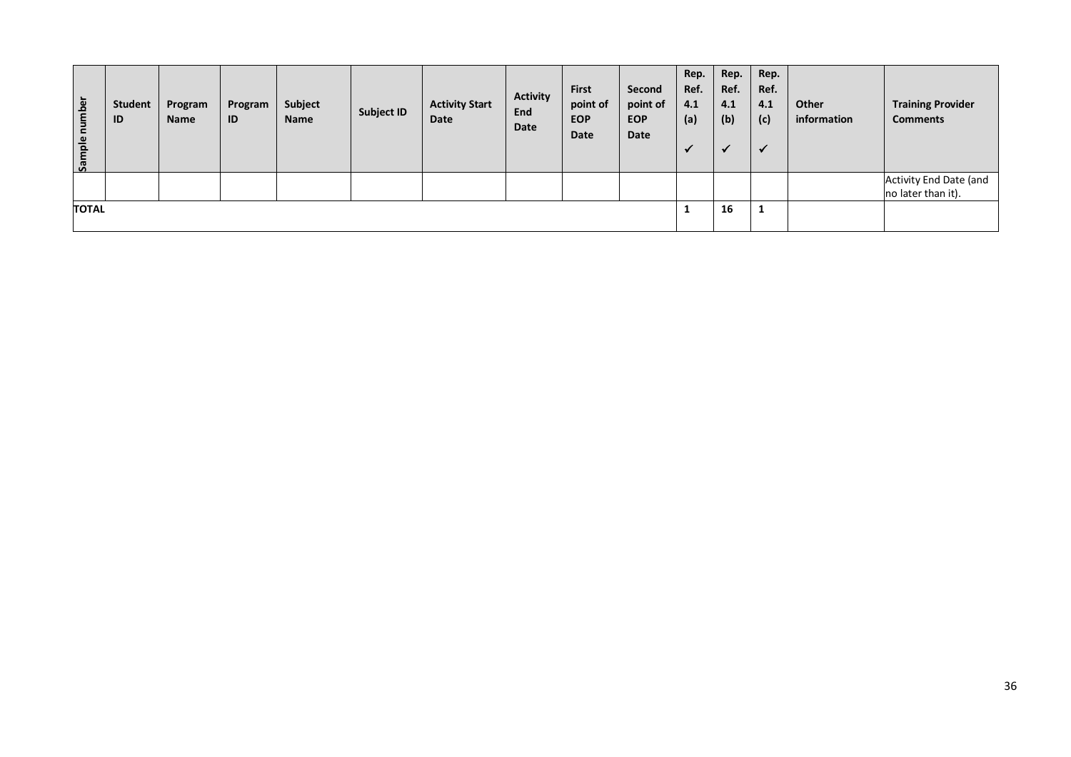| Sample number | Student ID | Program Name | Program ID | Subject Name | Subject ID | Activity Start Date | Activity End Date | First point of EOP Date | Second point of EOP Date | Rep. Ref. 4.1 (a) ✓ | Rep. Ref. 4.1 (b) ✓ | Rep. Ref. 4.1 (c) ✓ | Other information | Training Provider Comments |
|---|---|---|---|---|---|---|---|---|---|---|---|---|---|---|
| | | | | | | | | | | | | | | Activity End Date (and no later than it). |
| **TOTAL** | | | | | | | | | | 1 | 16 | 1 | | |